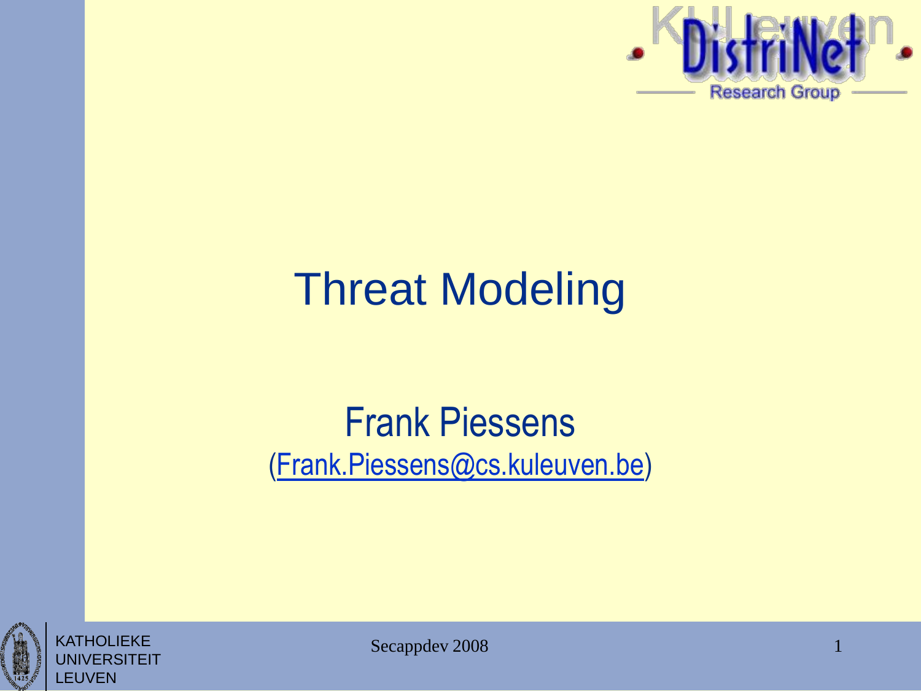# Threat Modeling

Frank Piessens

(Frank.Piessens@cs.kuleuven.be)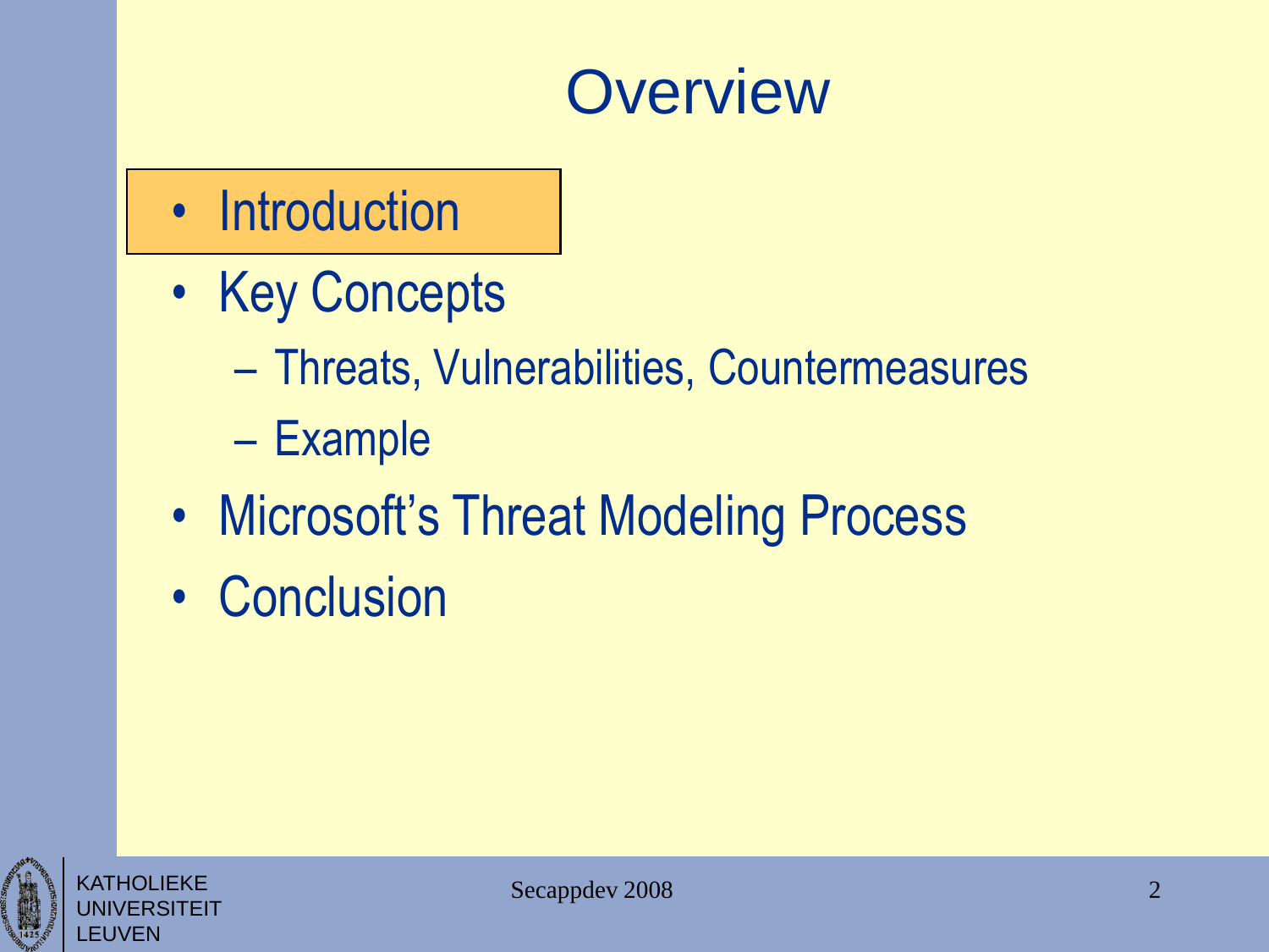# Overview

- Introduction
- Key Concepts
  - Threats, Vulnerabilities, Countermeasures
  - Example
- Microsoft's Threat Modeling Process
- Conclusion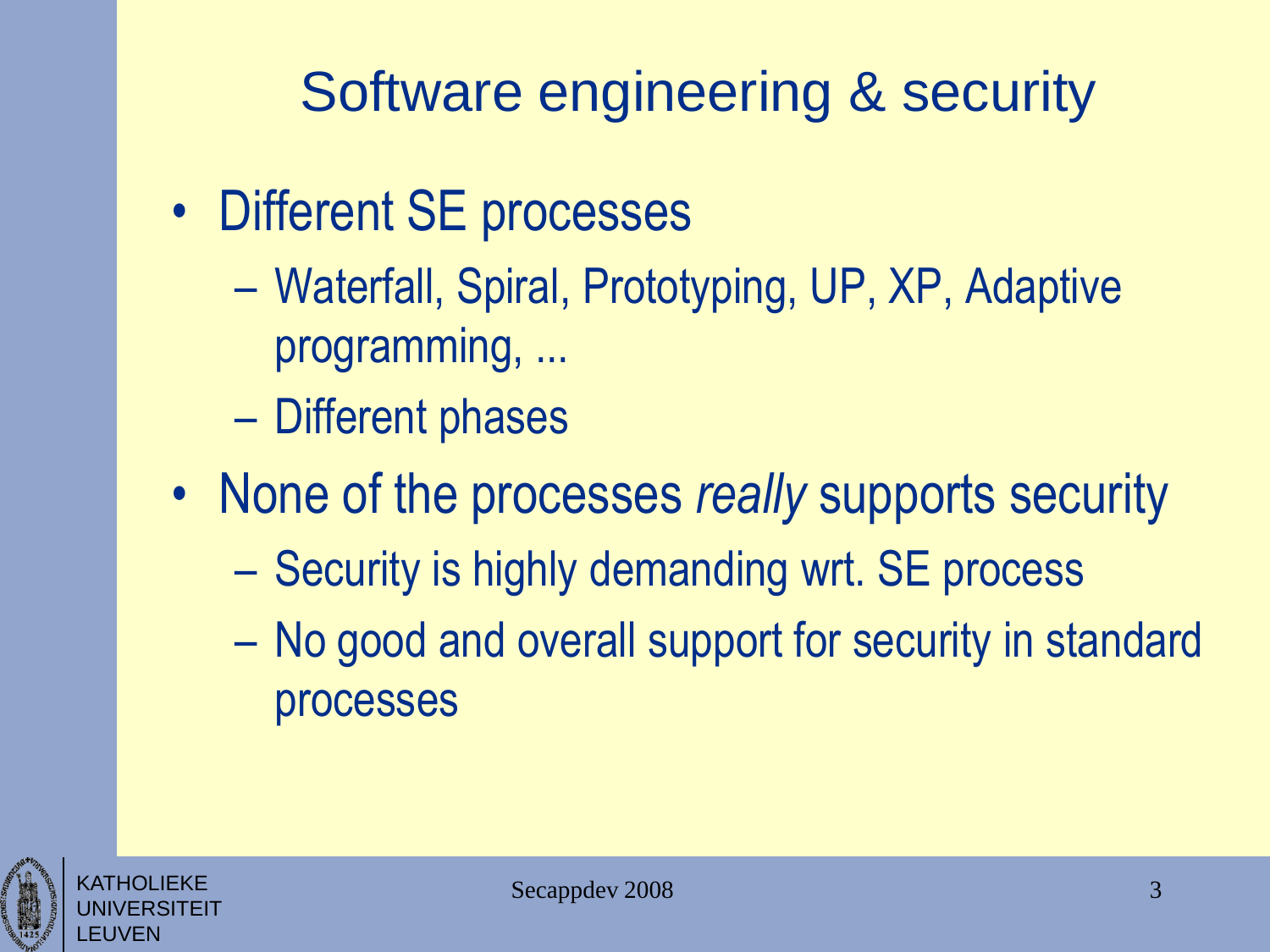# Software engineering & security

- Different SE processes
  - Waterfall, Spiral, Prototyping, UP, XP, Adaptive programming, ...
  - Different phases
- None of the processes *really* supports security
  - Security is highly demanding wrt. SE process
  - No good and overall support for security in standard processes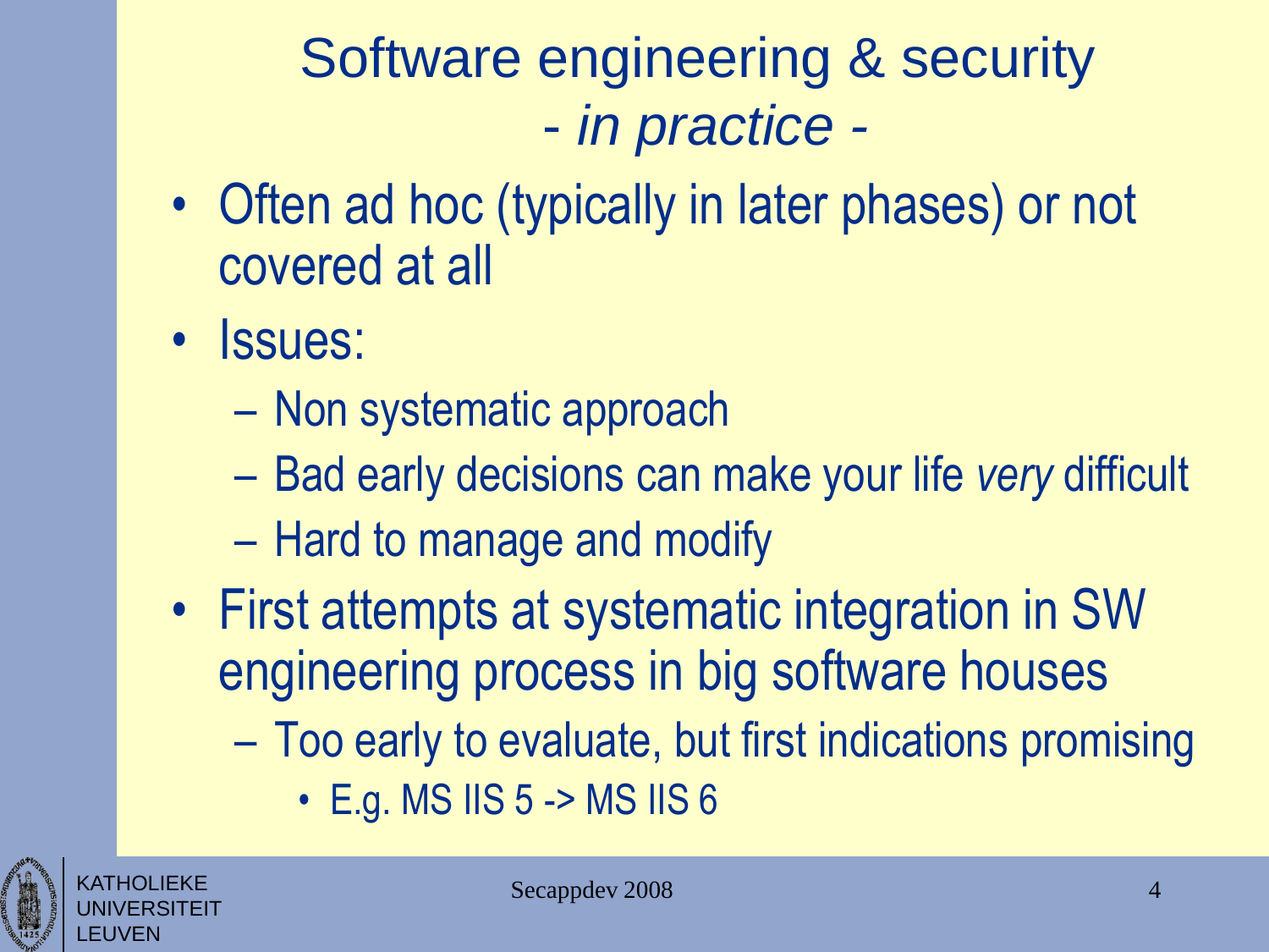# Software engineering & security - *in practice* -

- Often ad hoc (typically in later phases) or not covered at all
- Issues:
  - Non systematic approach
  - Bad early decisions can make your life *very* difficult
  - Hard to manage and modify
- First attempts at systematic integration in SW engineering process in big software houses
  - Too early to evaluate, but first indications promising
    - E.g. MS IIS 5 -> MS IIS 6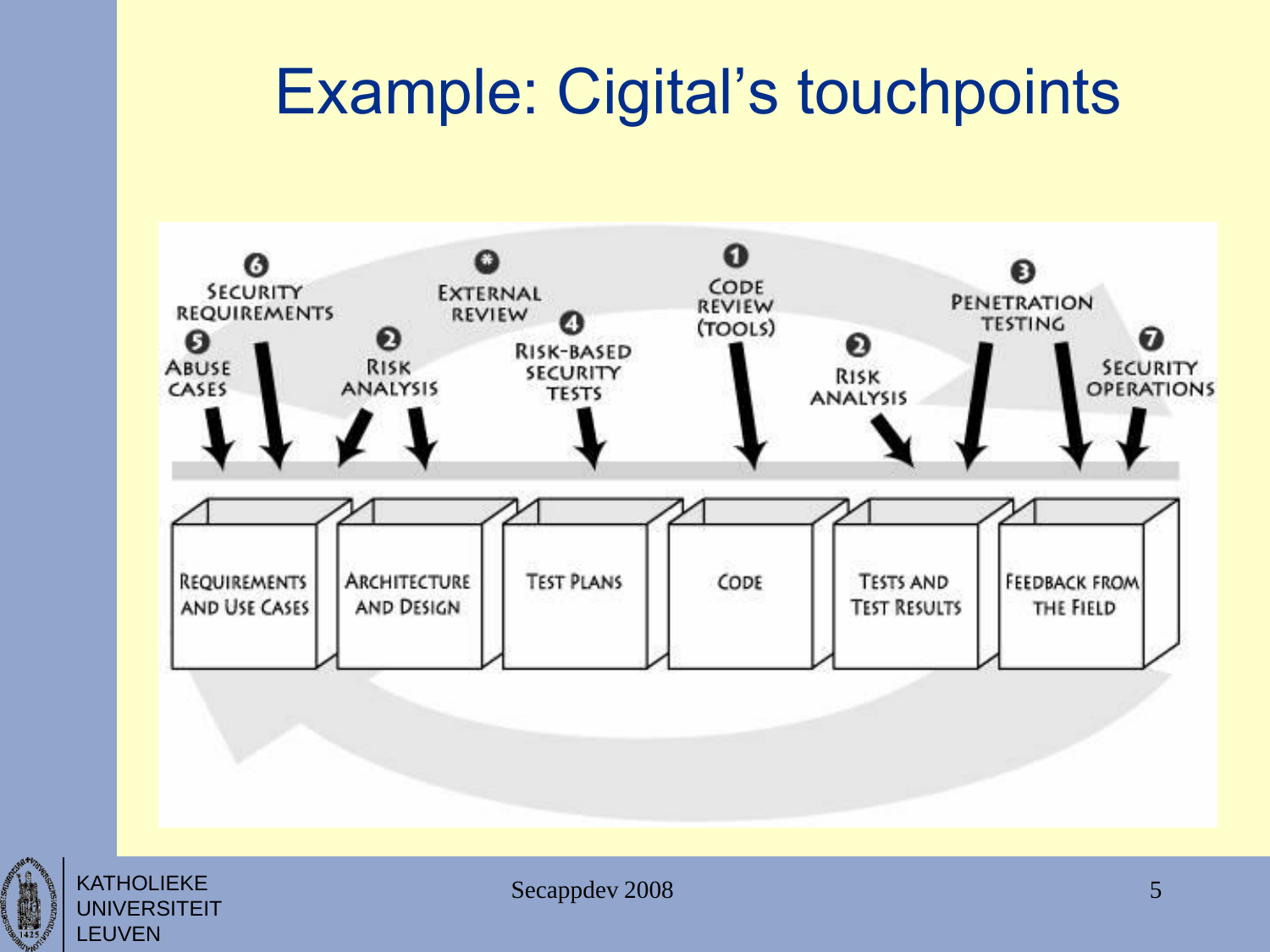# Example: Cigital's touchpoints

6 Security Requirements

5 Abuse Cases

2 Risk Analysis

* External Review

4 Risk-Based Security Tests

1 Code Review (Tools)

2 Risk Analysis

3 Penetration Testing

7 Security Operations

Requirements and Use Cases | Architecture and Design | Test Plans | Code | Tests and Test Results | Feedback from the Field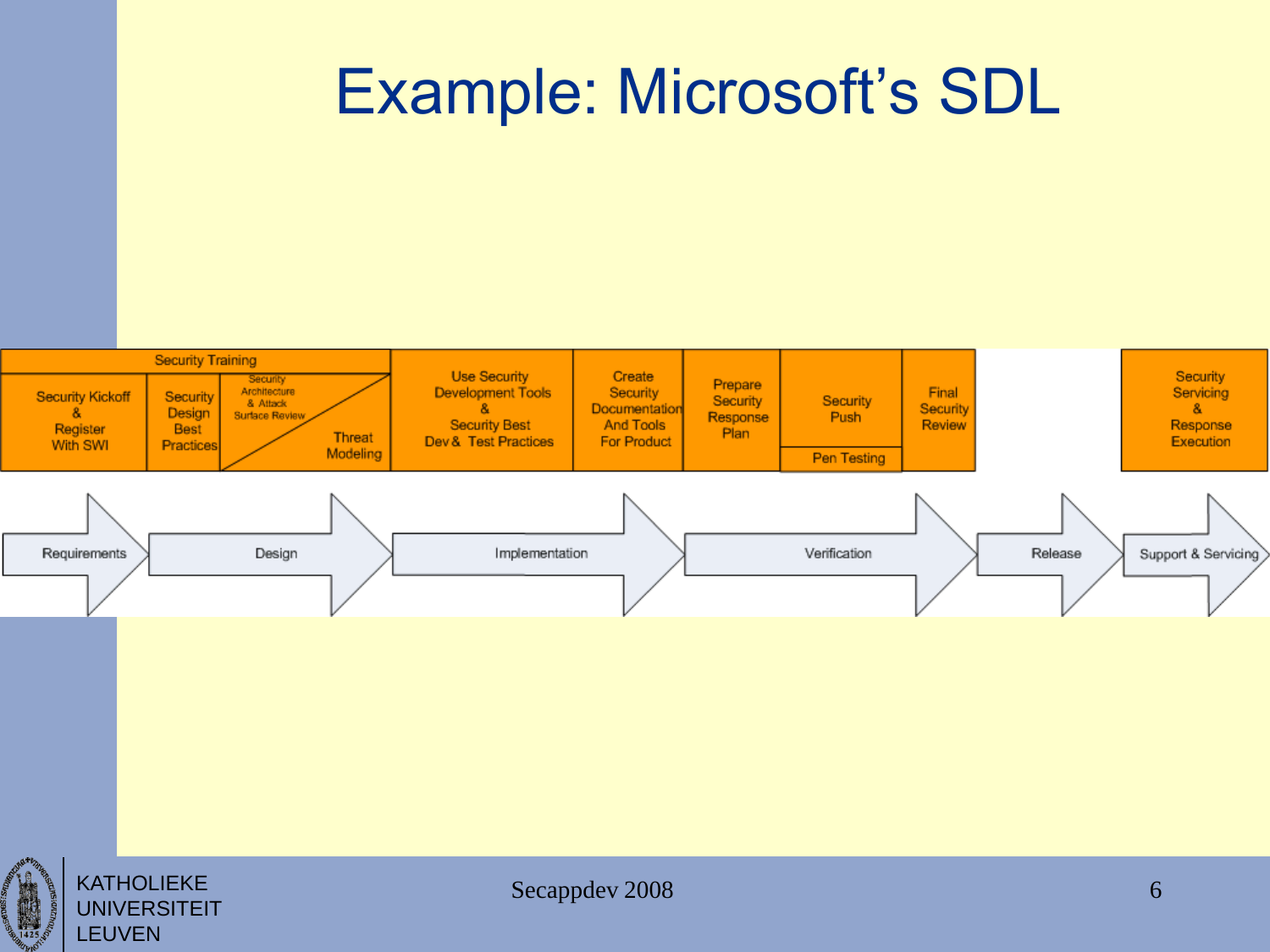# Example: Microsoft's SDL

| Requirements | Design | | | Implementation | | | Verification | | Release | Support & Servicing |
|---|---|---|---|---|---|---|---|---|---|---|
| Security Training | | | | | | | | | | |
| Security Kickoff & Register With SWI | Security Design Best Practices | Security Architecture & Attack Surface Review | Threat Modeling | Use Security Development Tools & Security Best Dev & Test Practices | Create Security Documentation And Tools For Product | Prepare Security Response Plan | Security Push / Pen Testing | Final Security Review | | Security Servicing & Response Execution |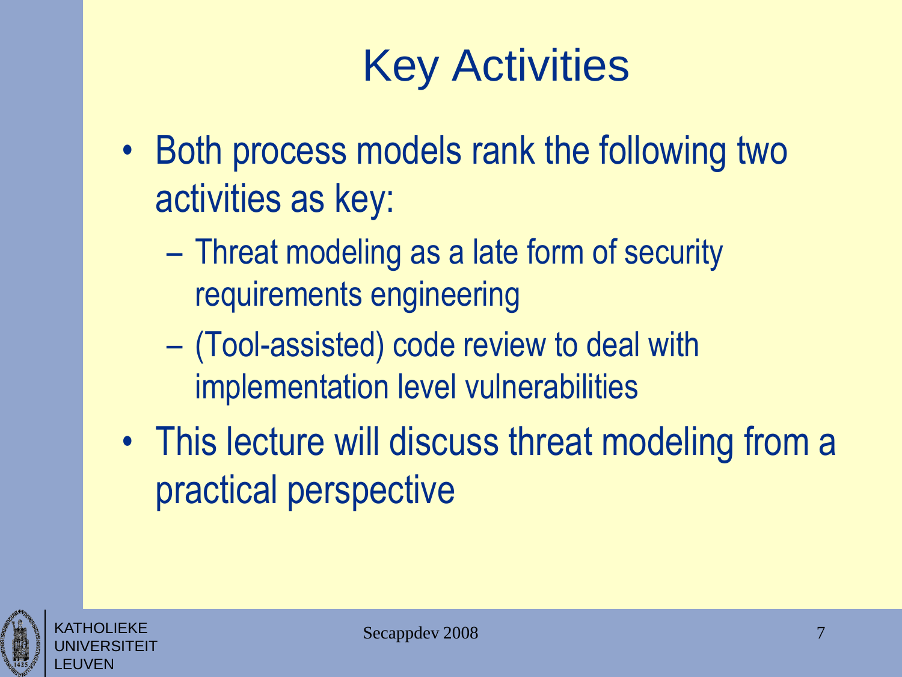# Key Activities

- Both process models rank the following two activities as key:
  - Threat modeling as a late form of security requirements engineering
  - (Tool-assisted) code review to deal with implementation level vulnerabilities
- This lecture will discuss threat modeling from a practical perspective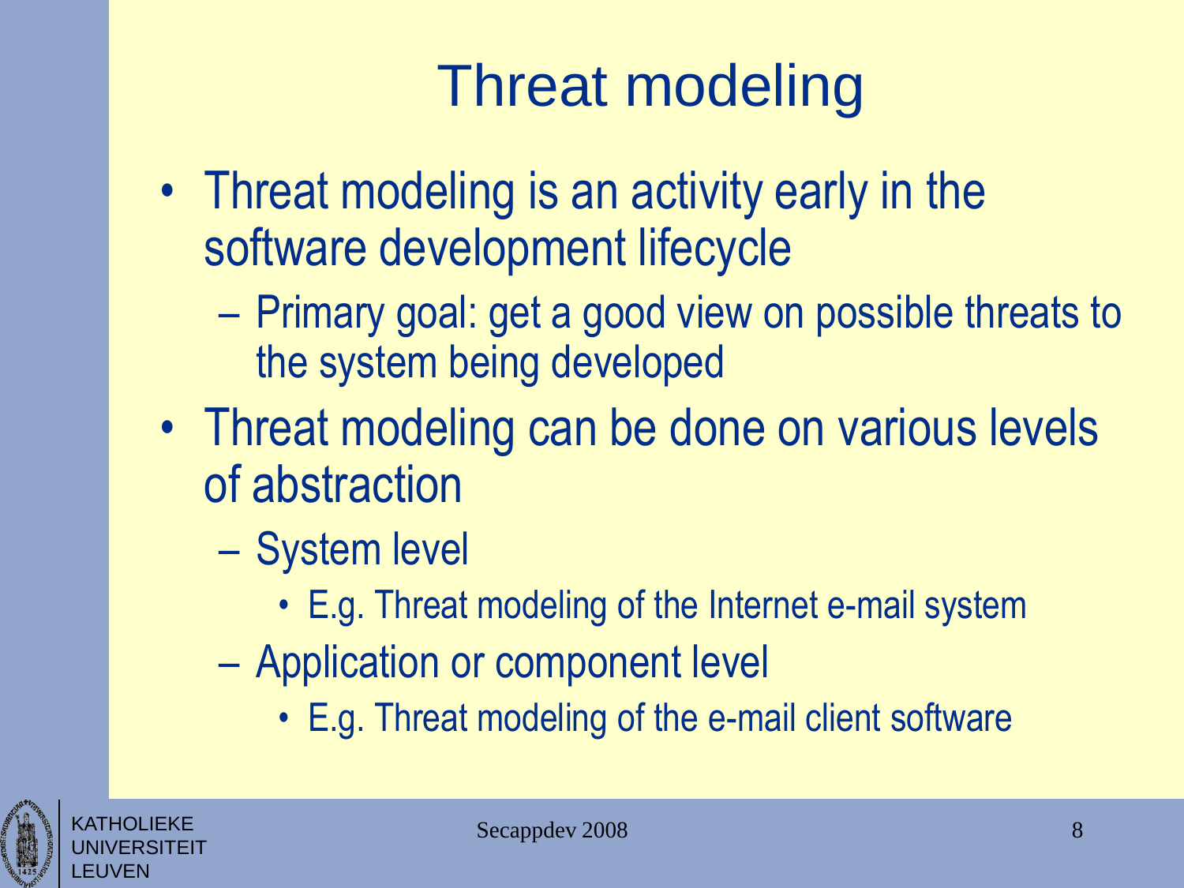# Threat modeling

- Threat modeling is an activity early in the software development lifecycle
  - Primary goal: get a good view on possible threats to the system being developed
- Threat modeling can be done on various levels of abstraction
  - System level
    - E.g. Threat modeling of the Internet e-mail system
  - Application or component level
    - E.g. Threat modeling of the e-mail client software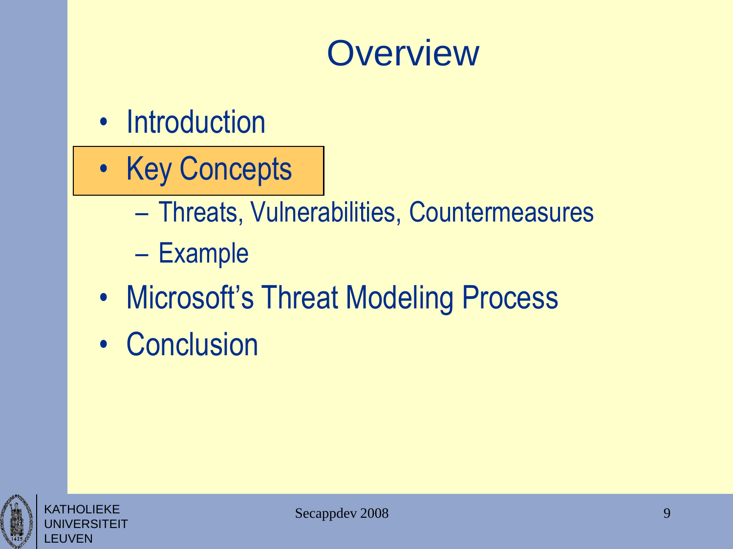# Overview

- Introduction
- **Key Concepts**
  - Threats, Vulnerabilities, Countermeasures
  - Example
- Microsoft's Threat Modeling Process
- Conclusion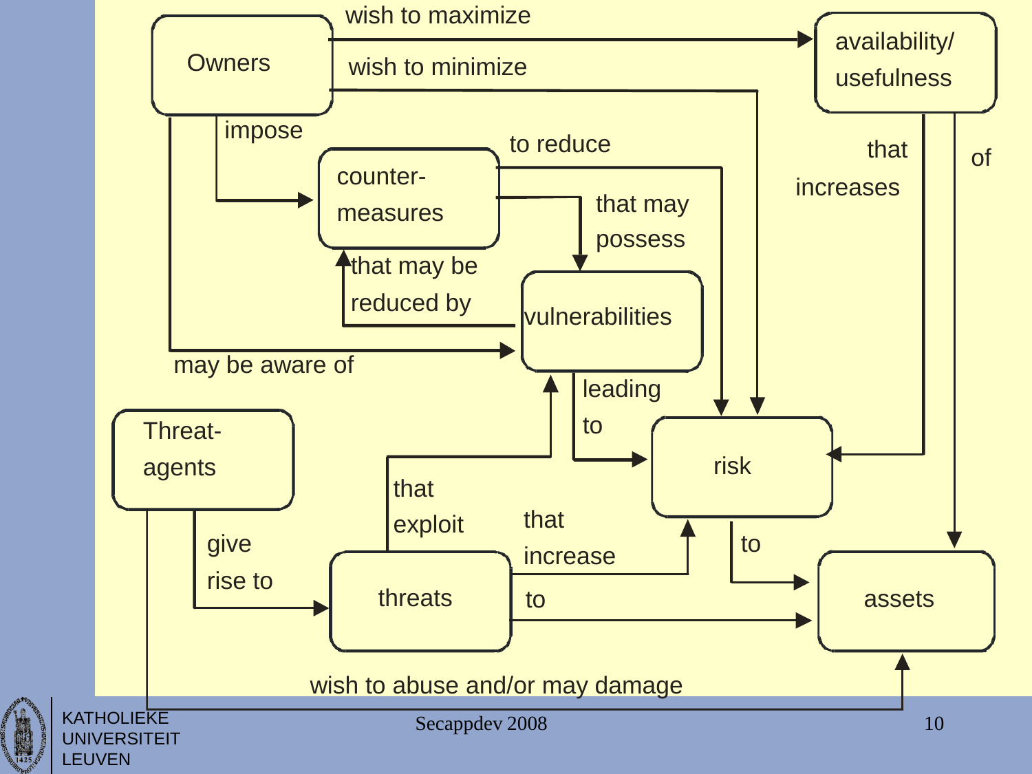- Owners — wish to maximize → availability/ usefulness
- Owners — wish to minimize → risk
- Owners — impose → counter-measures
- Owners — may be aware of → vulnerabilities
- counter-measures — to reduce → risk
- counter-measures — that may possess → vulnerabilities
- vulnerabilities — that may be reduced by → counter-measures
- vulnerabilities — leading to → risk
- availability/ usefulness — that increases → risk
- availability/ usefulness — of → assets
- risk — to → assets
- Threat-agents — give rise to → threats
- Threat-agents — wish to abuse and/or may damage → assets
- threats — that exploit → vulnerabilities
- threats — that increase → risk
- threats — to → assets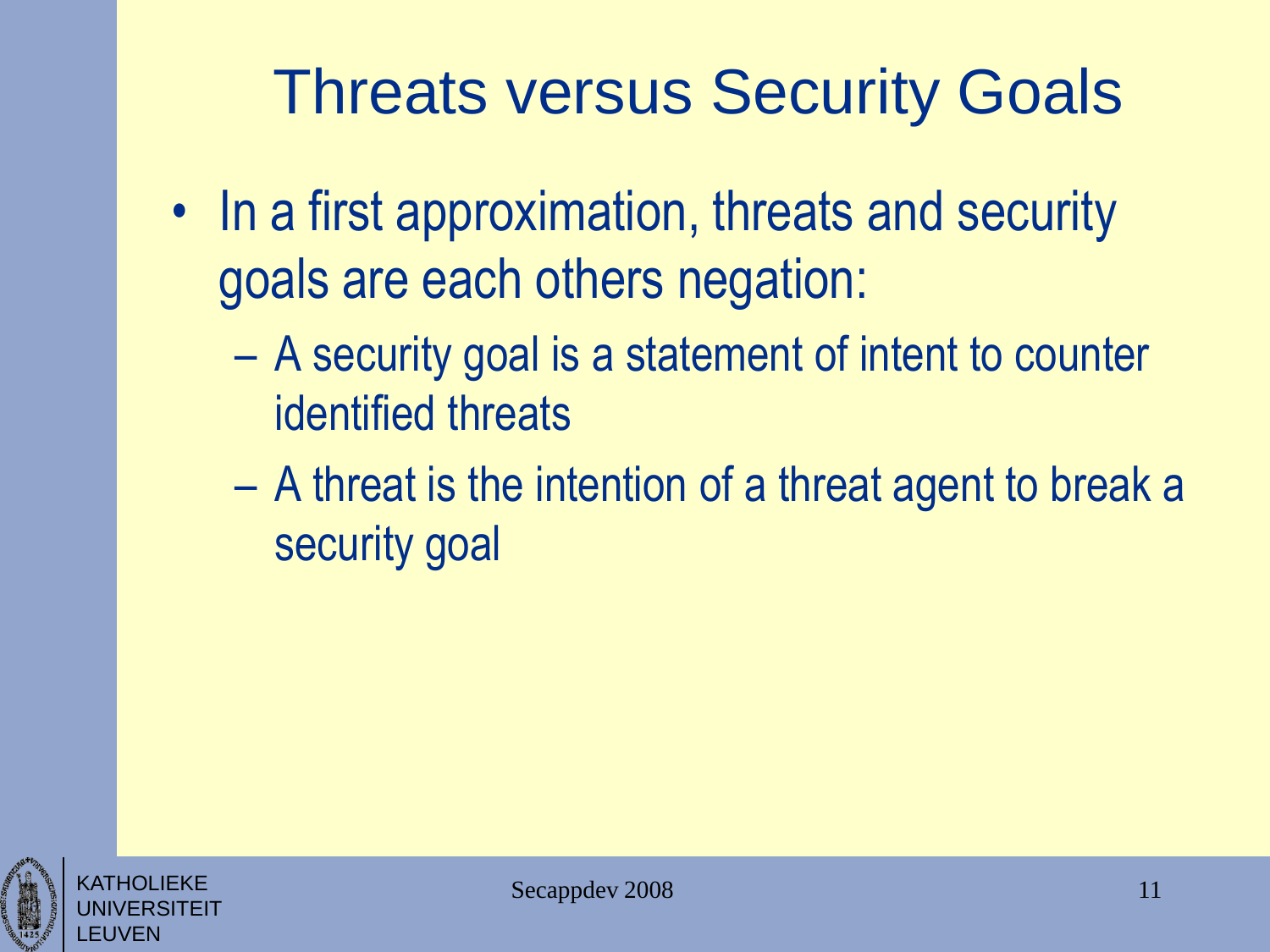# Threats versus Security Goals

- In a first approximation, threats and security goals are each others negation:
  - A security goal is a statement of intent to counter identified threats
  - A threat is the intention of a threat agent to break a security goal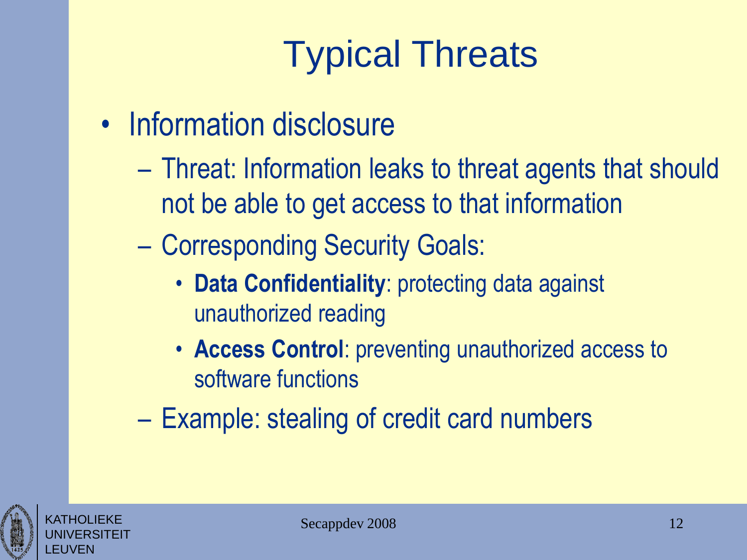# Typical Threats

- Information disclosure
  - Threat: Information leaks to threat agents that should not be able to get access to that information
  - Corresponding Security Goals:
    - **Data Confidentiality**: protecting data against unauthorized reading
    - **Access Control**: preventing unauthorized access to software functions
  - Example: stealing of credit card numbers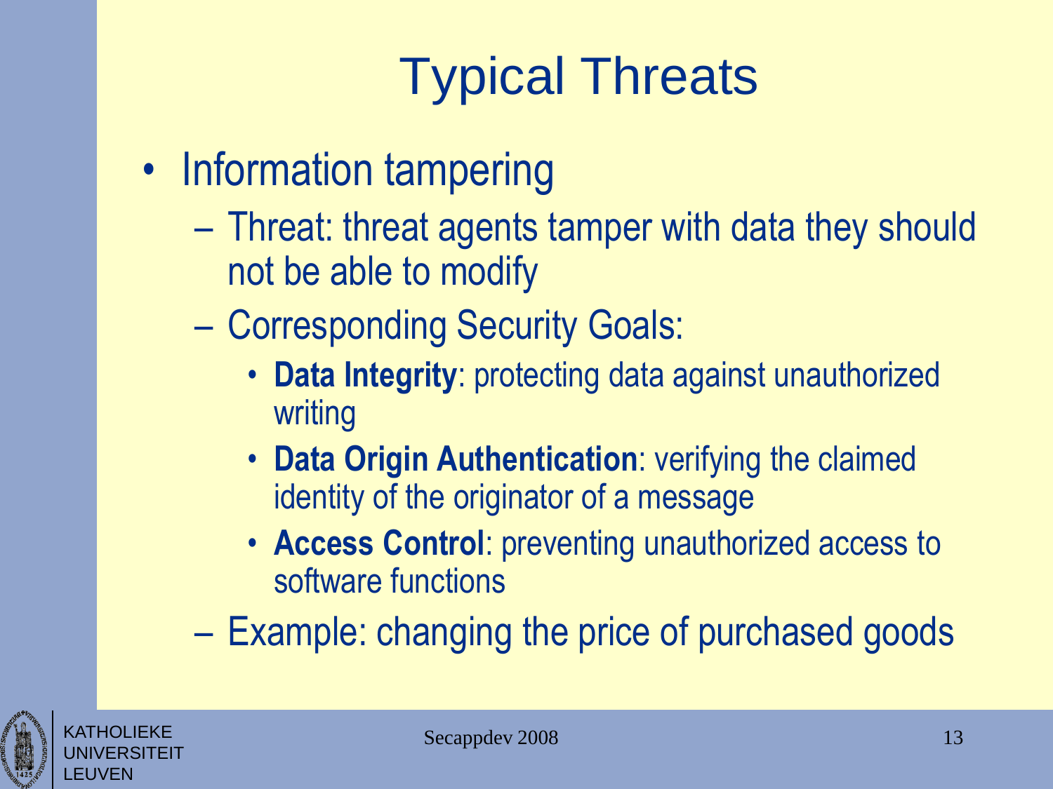# Typical Threats

- Information tampering
  - Threat: threat agents tamper with data they should not be able to modify
  - Corresponding Security Goals:
    - **Data Integrity**: protecting data against unauthorized writing
    - **Data Origin Authentication**: verifying the claimed identity of the originator of a message
    - **Access Control**: preventing unauthorized access to software functions
  - Example: changing the price of purchased goods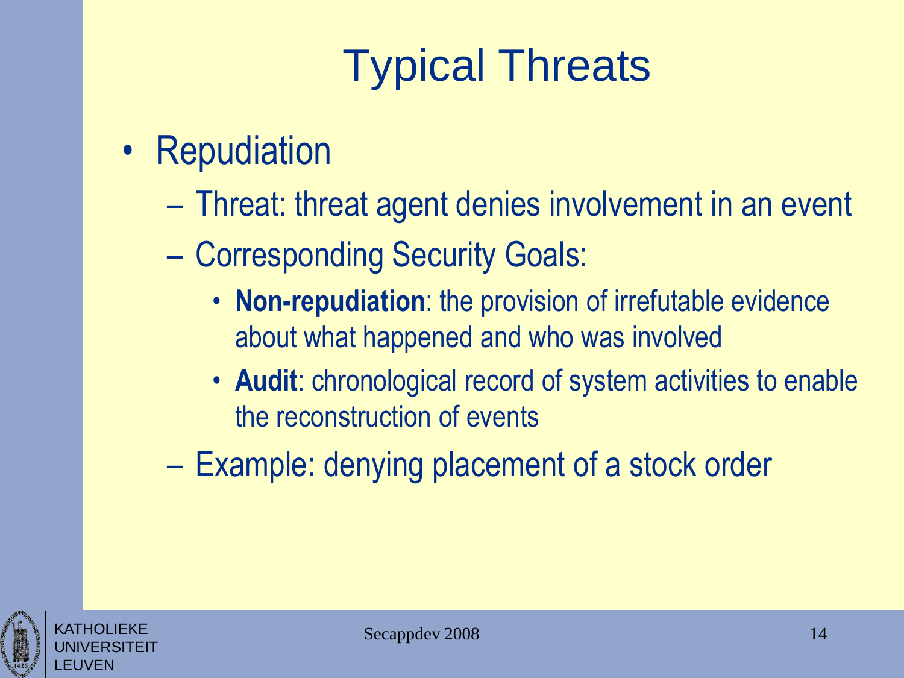# Typical Threats

- Repudiation
  - Threat: threat agent denies involvement in an event
  - Corresponding Security Goals:
    - **Non-repudiation**: the provision of irrefutable evidence about what happened and who was involved
    - **Audit**: chronological record of system activities to enable the reconstruction of events
  - Example: denying placement of a stock order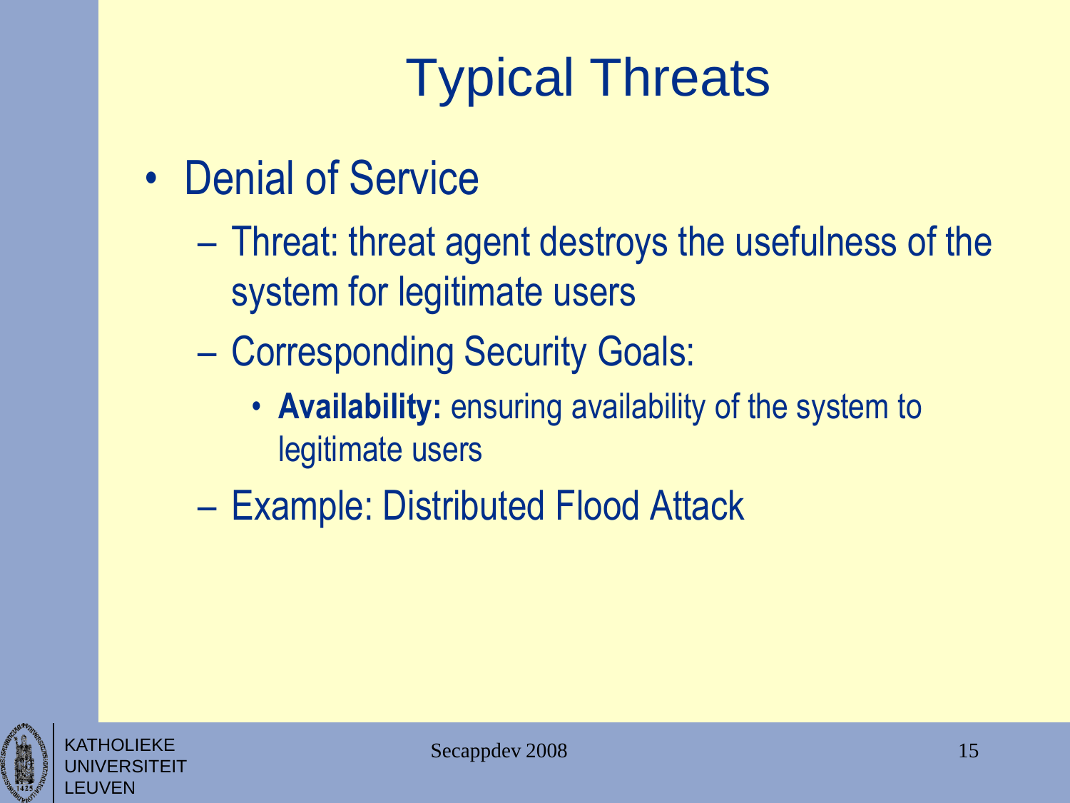# Typical Threats

- Denial of Service
  - Threat: threat agent destroys the usefulness of the system for legitimate users
  - Corresponding Security Goals:
    - **Availability:** ensuring availability of the system to legitimate users
  - Example: Distributed Flood Attack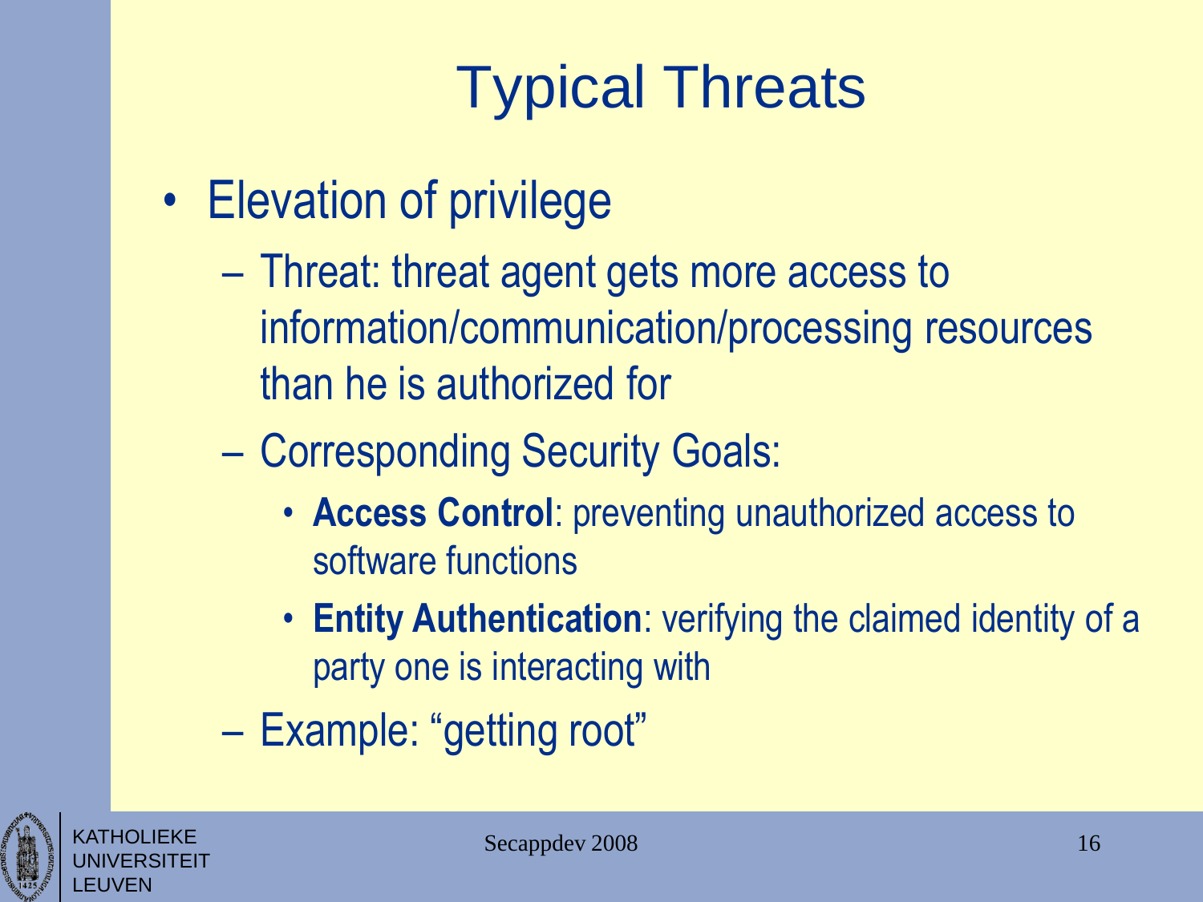# Typical Threats

- Elevation of privilege
  - Threat: threat agent gets more access to information/communication/processing resources than he is authorized for
  - Corresponding Security Goals:
    - **Access Control**: preventing unauthorized access to software functions
    - **Entity Authentication**: verifying the claimed identity of a party one is interacting with
  - Example: “getting root”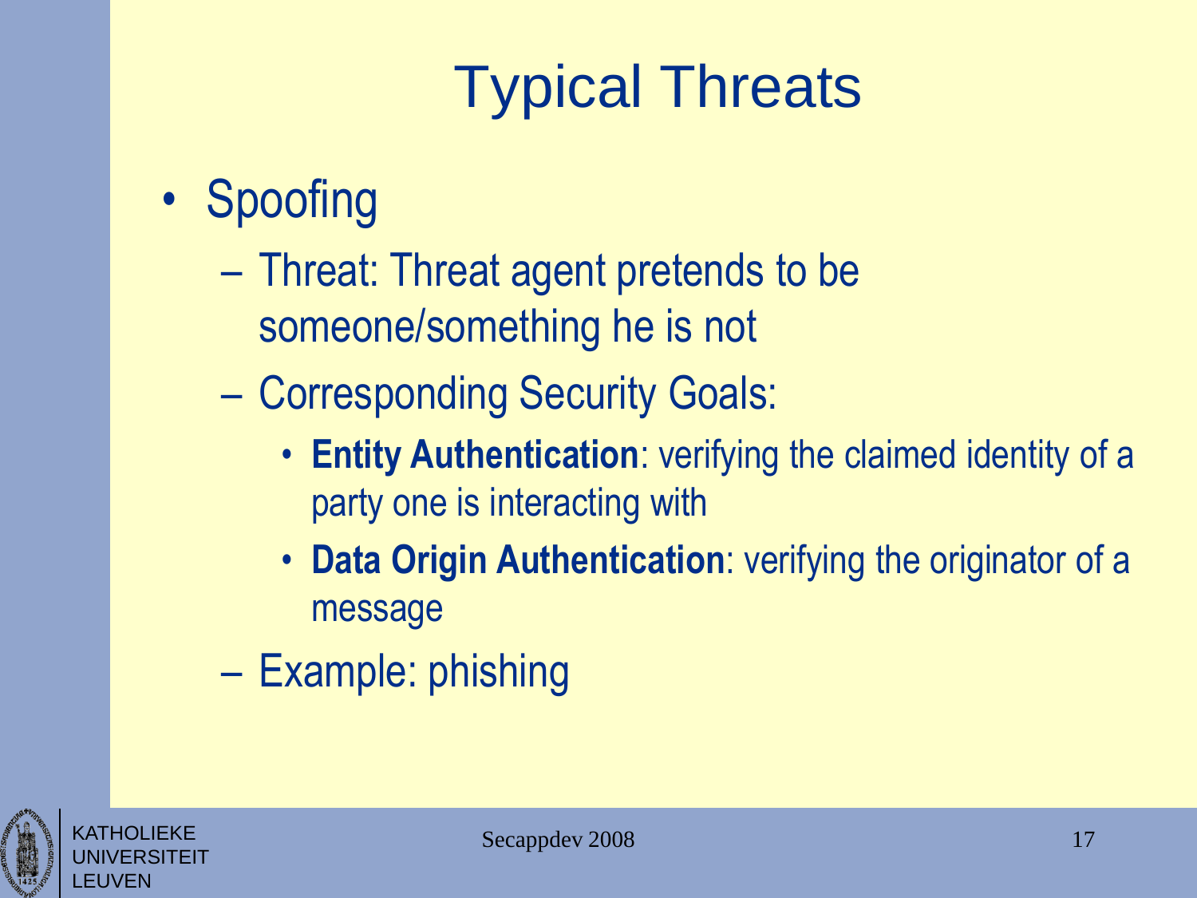# Typical Threats

- Spoofing
  - Threat: Threat agent pretends to be someone/something he is not
  - Corresponding Security Goals:
    - **Entity Authentication**: verifying the claimed identity of a party one is interacting with
    - **Data Origin Authentication**: verifying the originator of a message
  - Example: phishing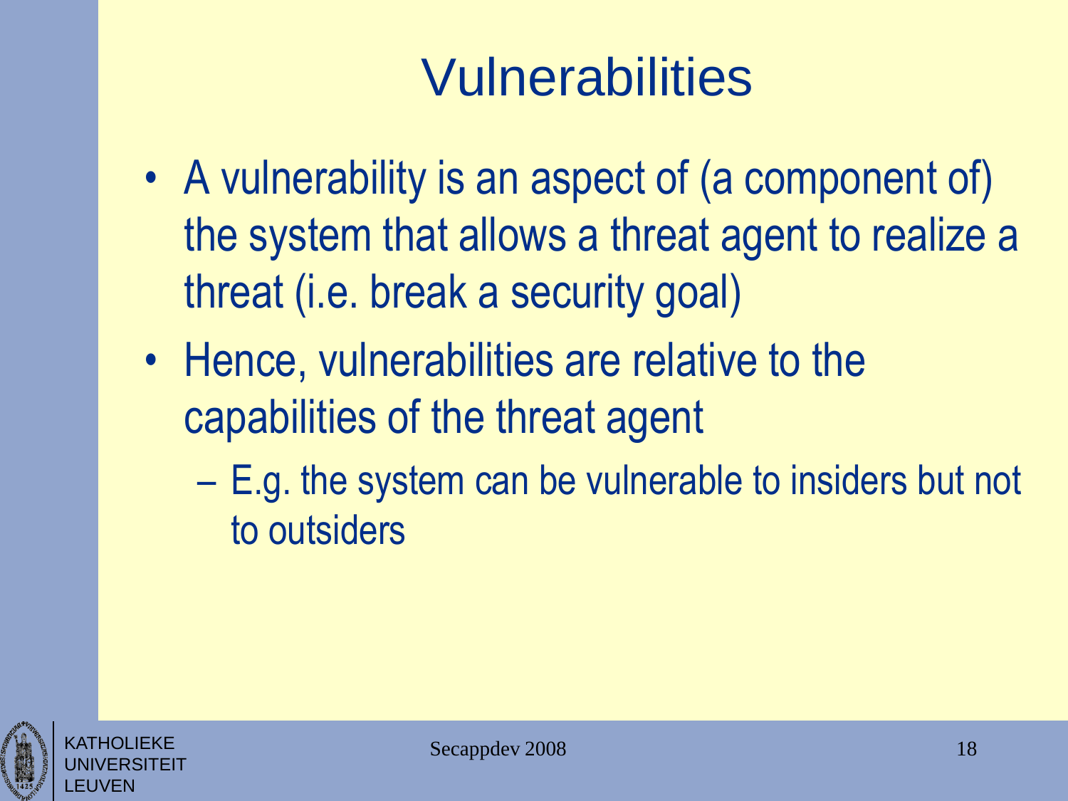# Vulnerabilities

- A vulnerability is an aspect of (a component of) the system that allows a threat agent to realize a threat (i.e. break a security goal)
- Hence, vulnerabilities are relative to the capabilities of the threat agent
  - E.g. the system can be vulnerable to insiders but not to outsiders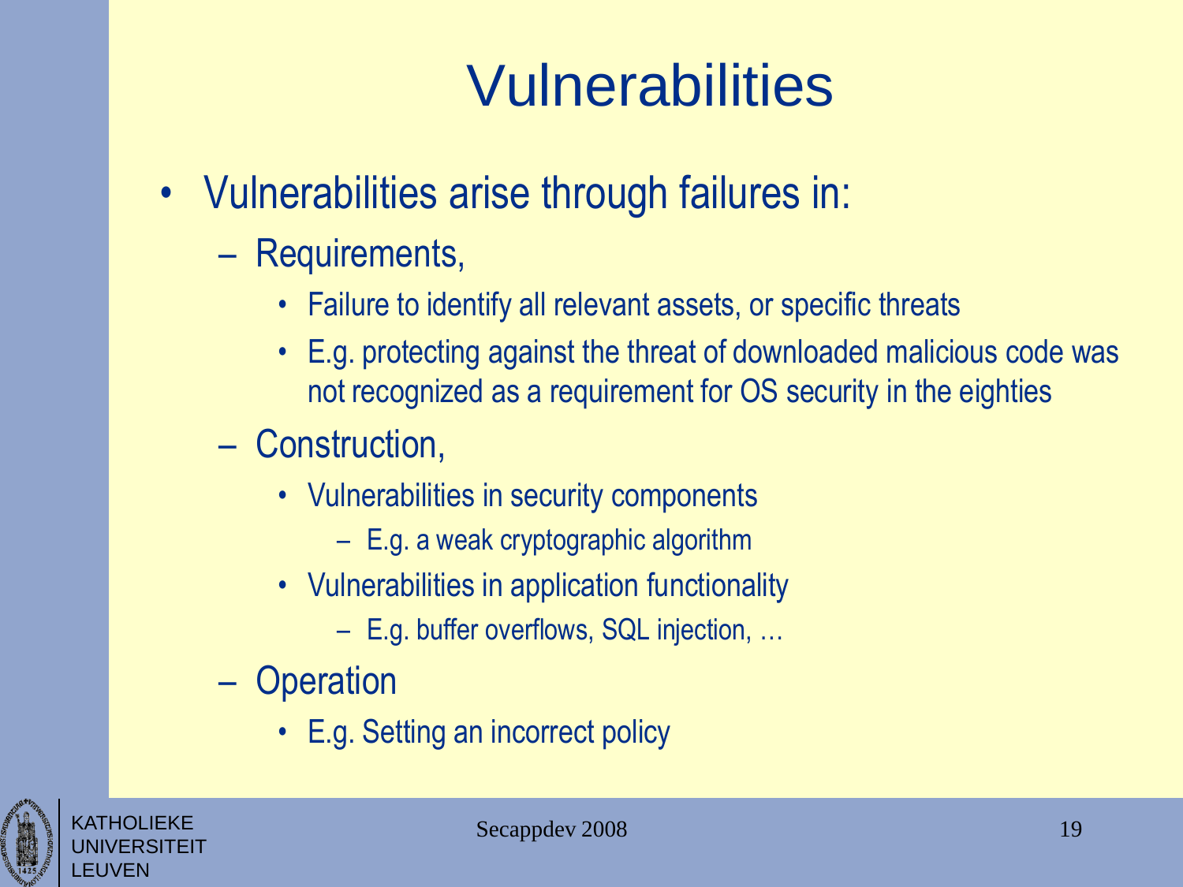# Vulnerabilities

- Vulnerabilities arise through failures in:
  - Requirements,
    - Failure to identify all relevant assets, or specific threats
    - E.g. protecting against the threat of downloaded malicious code was not recognized as a requirement for OS security in the eighties
  - Construction,
    - Vulnerabilities in security components
      - E.g. a weak cryptographic algorithm
    - Vulnerabilities in application functionality
      - E.g. buffer overflows, SQL injection, …
  - Operation
    - E.g. Setting an incorrect policy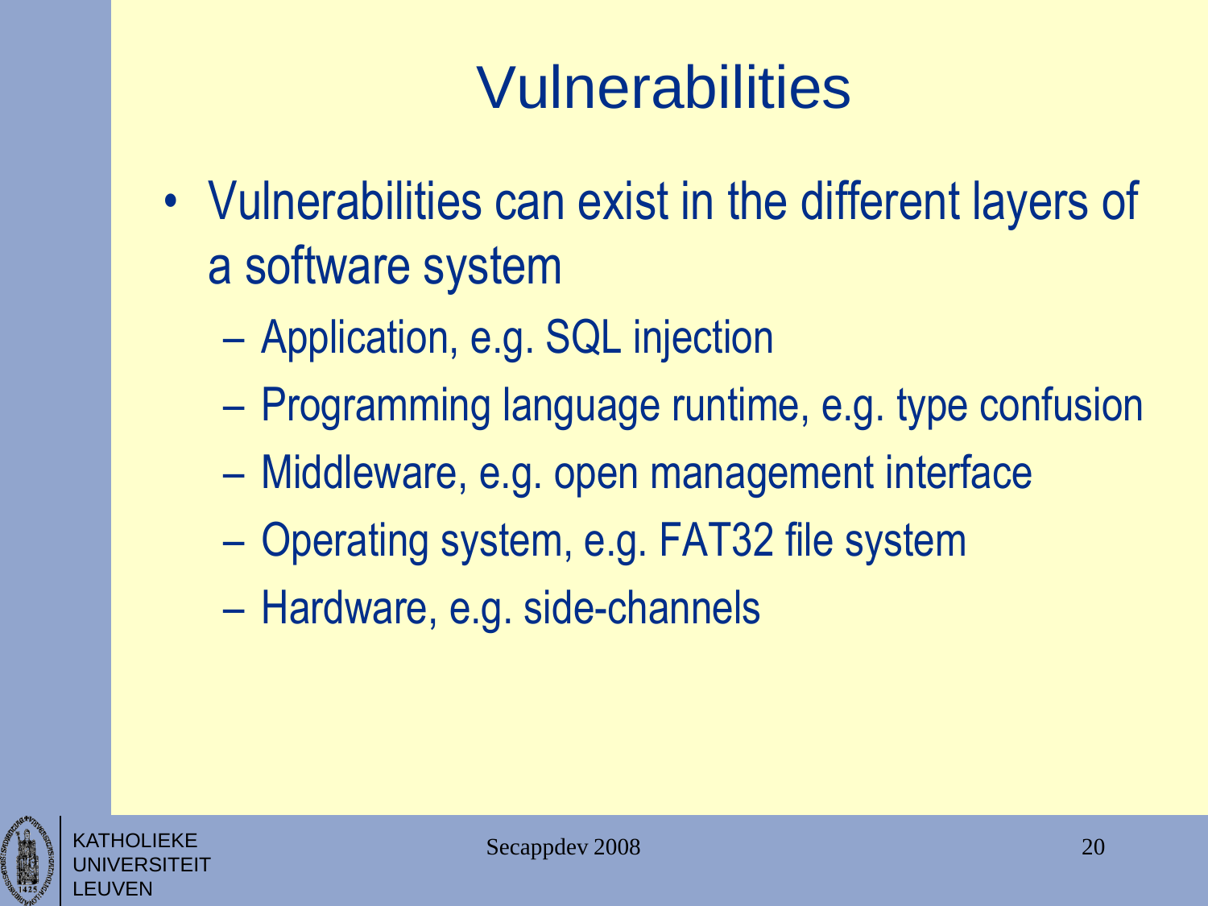# Vulnerabilities

- Vulnerabilities can exist in the different layers of a software system
  - Application, e.g. SQL injection
  - Programming language runtime, e.g. type confusion
  - Middleware, e.g. open management interface
  - Operating system, e.g. FAT32 file system
  - Hardware, e.g. side-channels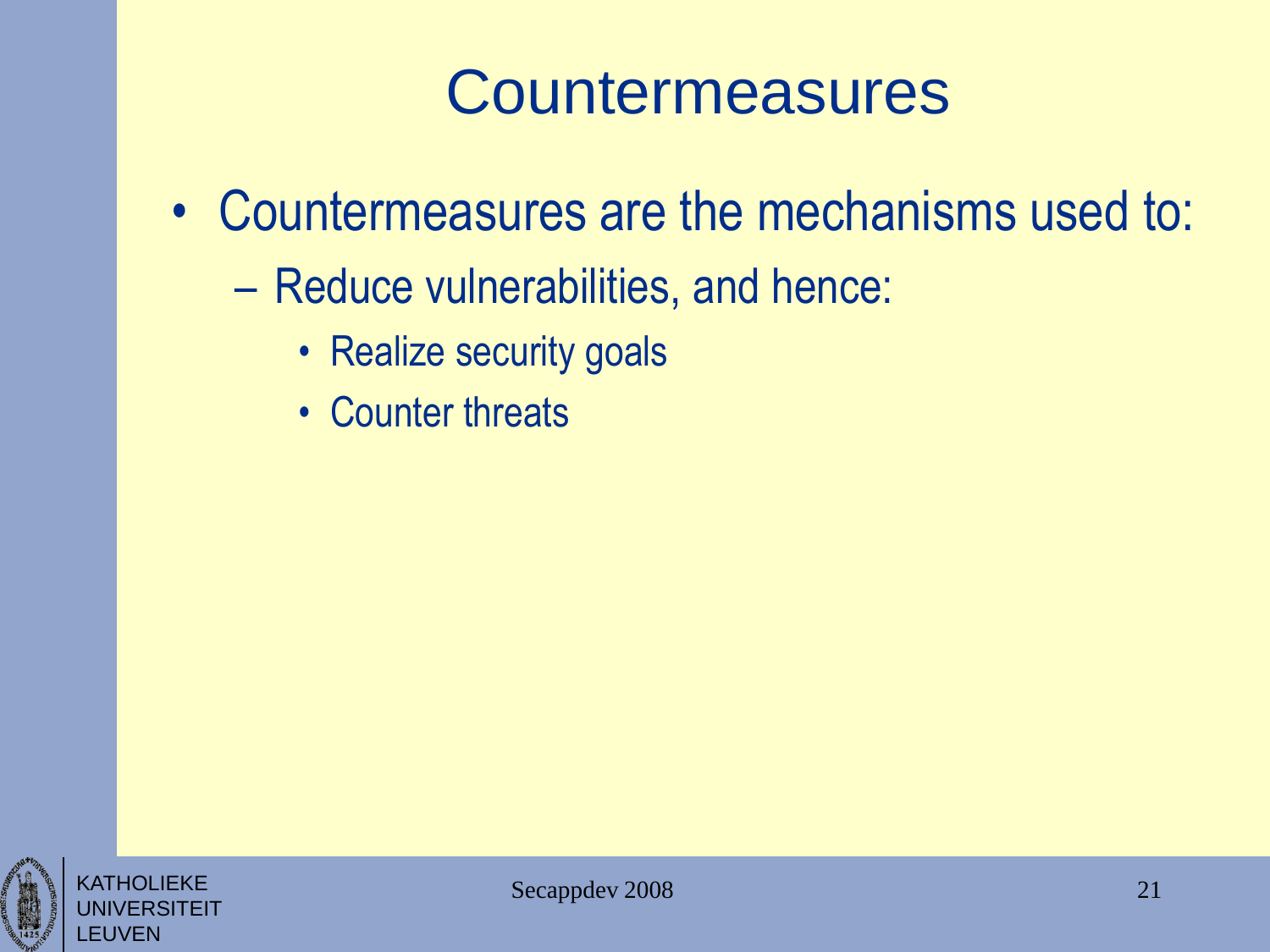# Countermeasures

- Countermeasures are the mechanisms used to:
  - Reduce vulnerabilities, and hence:
    - Realize security goals
    - Counter threats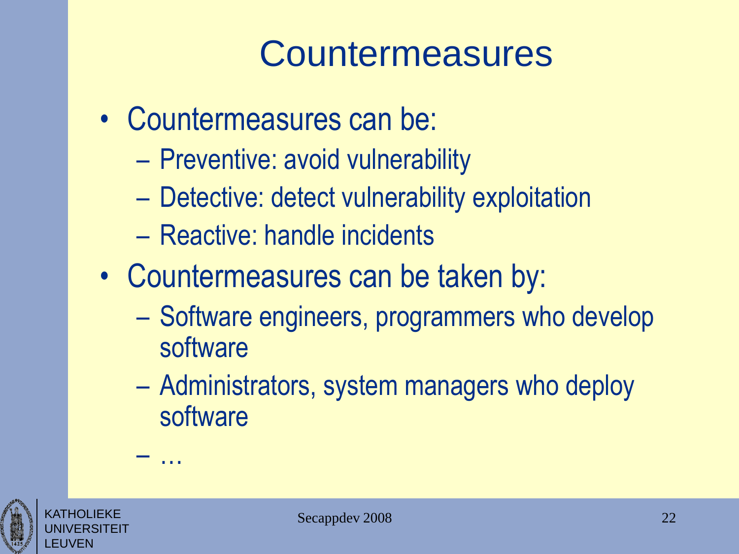# Countermeasures

- Countermeasures can be:
  - Preventive: avoid vulnerability
  - Detective: detect vulnerability exploitation
  - Reactive: handle incidents
- Countermeasures can be taken by:
  - Software engineers, programmers who develop software
  - Administrators, system managers who deploy software
  - …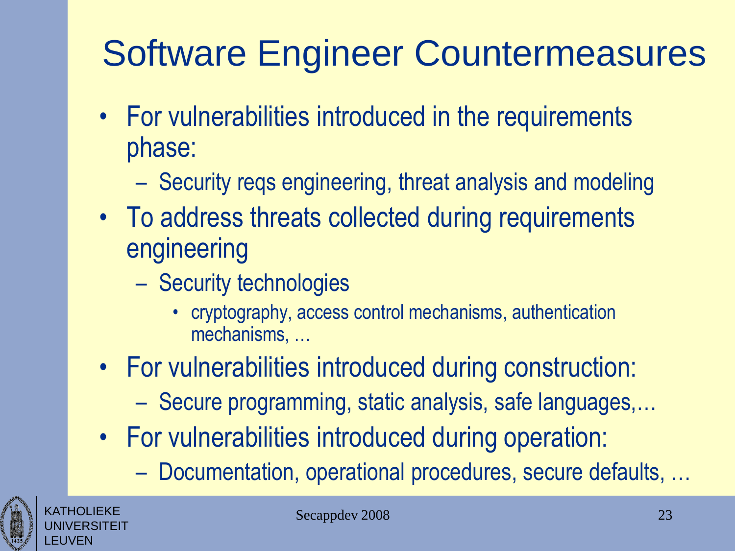# Software Engineer Countermeasures

- For vulnerabilities introduced in the requirements phase:
  - Security reqs engineering, threat analysis and modeling
- To address threats collected during requirements engineering
  - Security technologies
    - cryptography, access control mechanisms, authentication mechanisms, …
- For vulnerabilities introduced during construction:
  - Secure programming, static analysis, safe languages,…
- For vulnerabilities introduced during operation:
  - Documentation, operational procedures, secure defaults, …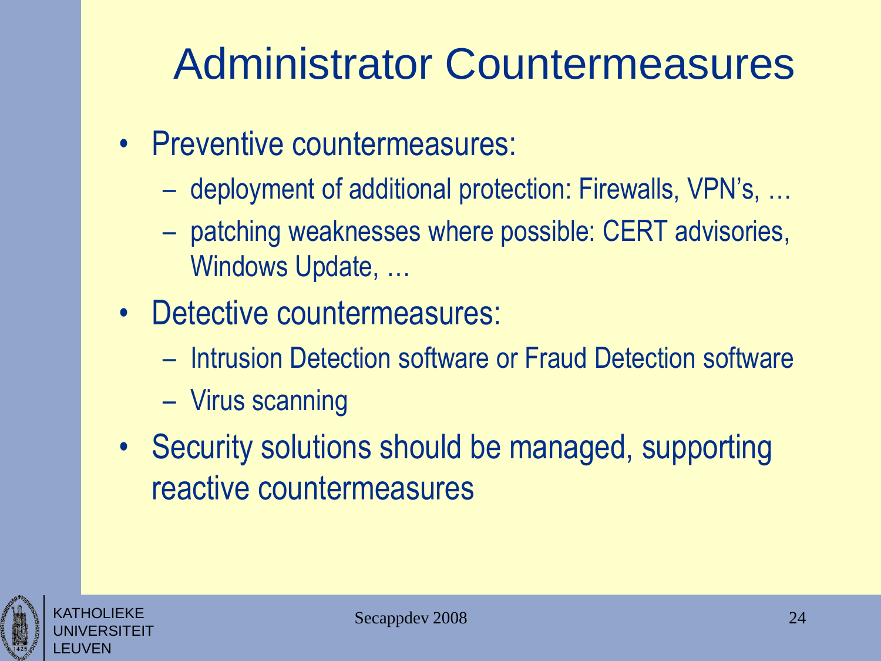# Administrator Countermeasures

- Preventive countermeasures:
  - deployment of additional protection: Firewalls, VPN's, …
  - patching weaknesses where possible: CERT advisories, Windows Update, …
- Detective countermeasures:
  - Intrusion Detection software or Fraud Detection software
  - Virus scanning
- Security solutions should be managed, supporting reactive countermeasures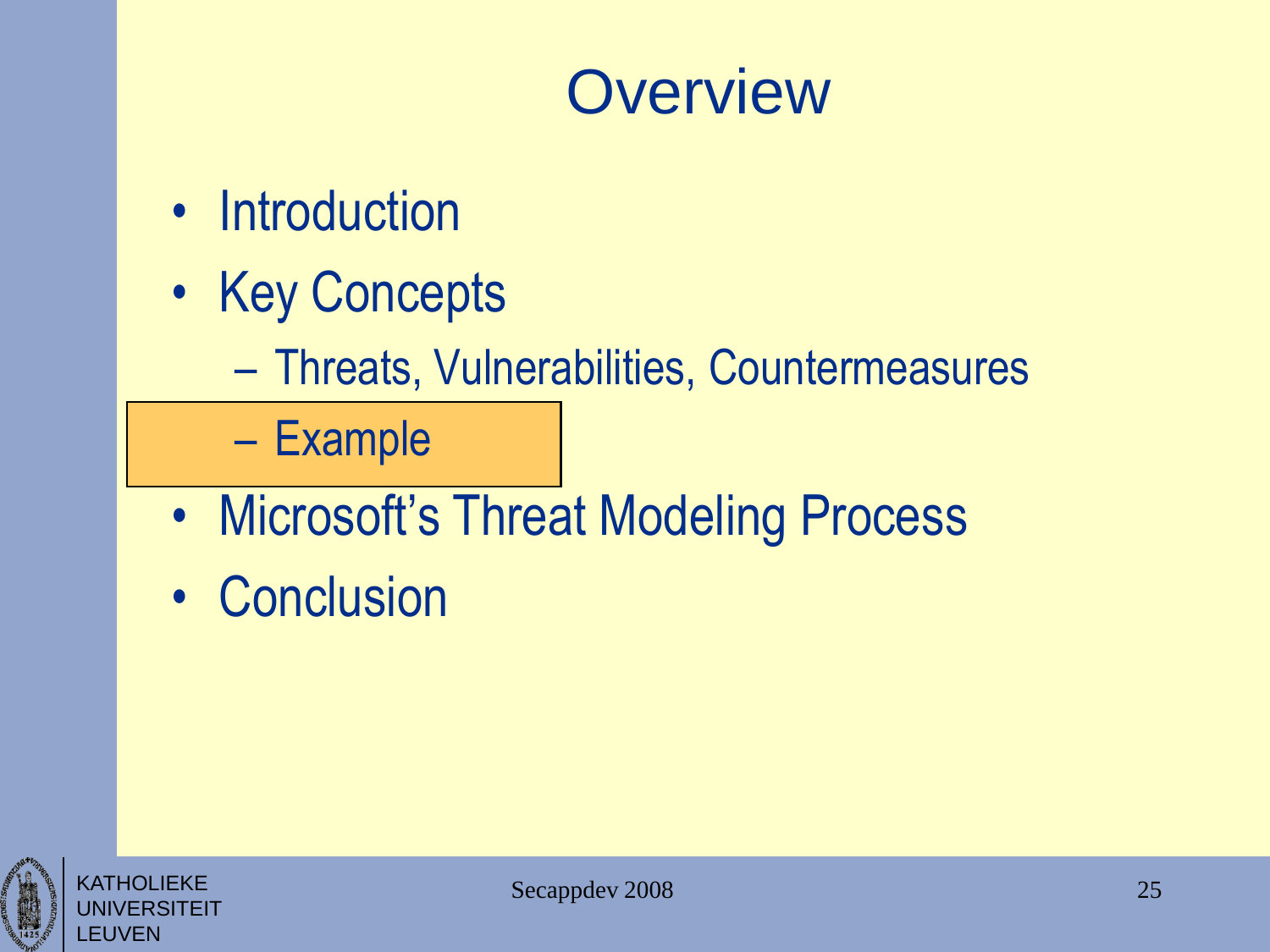# Overview

- Introduction
- Key Concepts
  - Threats, Vulnerabilities, Countermeasures
  - Example
- Microsoft's Threat Modeling Process
- Conclusion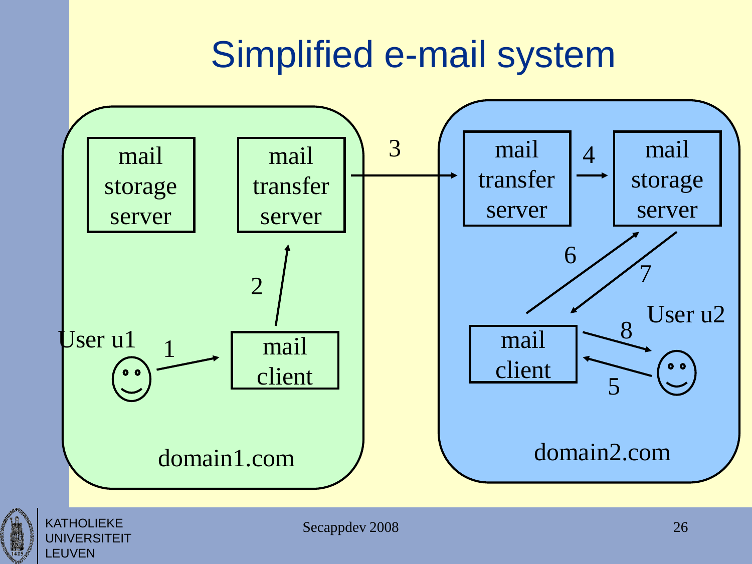# Simplified e-mail system

domain1.com

- mail storage server
- mail transfer server
- mail client
- User u1

domain2.com

- mail transfer server
- mail storage server
- mail client
- User u2

1. User u1 → mail client (domain1.com)
2. mail client → mail transfer server (domain1.com)
3. mail transfer server (domain1.com) → mail transfer server (domain2.com)
4. mail transfer server → mail storage server (domain2.com)
5. User u2 → mail client (domain2.com)
6. mail client → mail storage server (domain2.com)
7. mail storage server → mail client (domain2.com)
8. mail client → User u2 (domain2.com)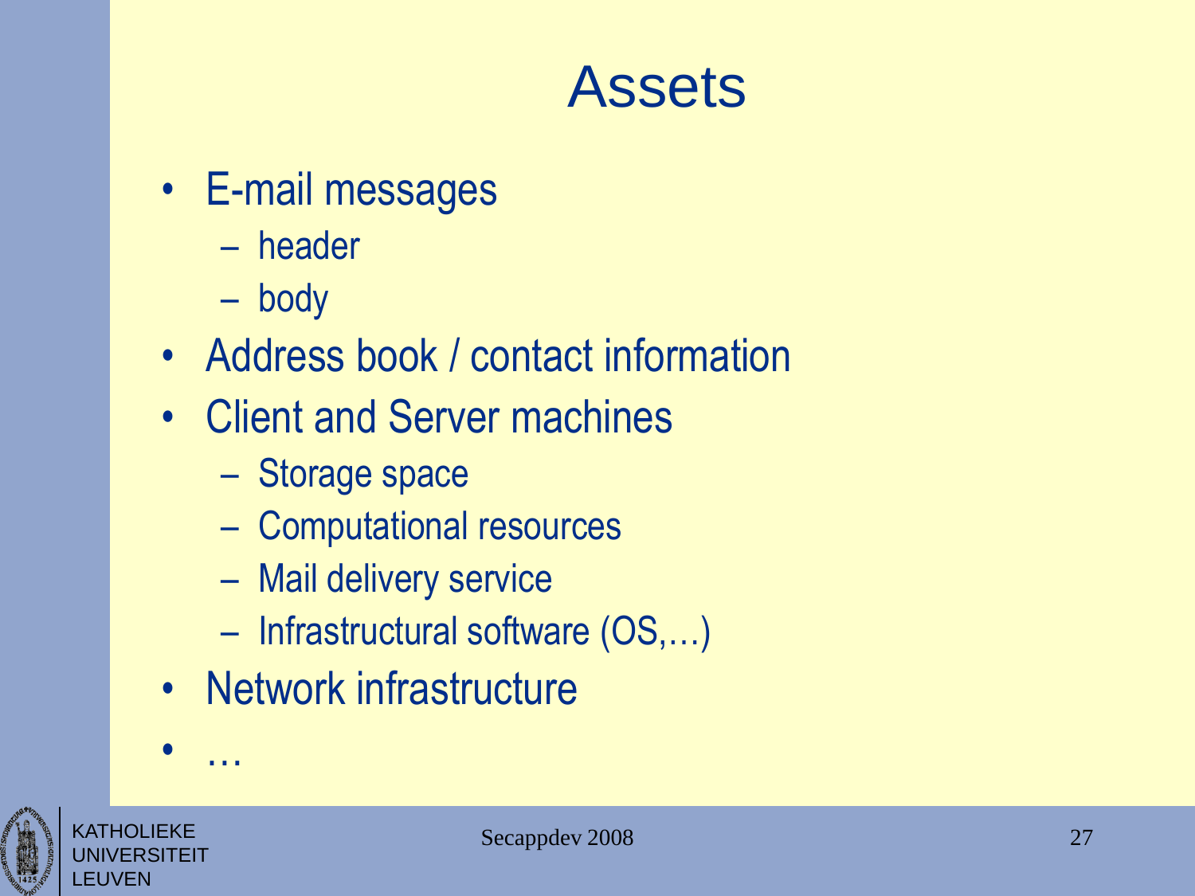# Assets

- E-mail messages
  - header
  - body
- Address book / contact information
- Client and Server machines
  - Storage space
  - Computational resources
  - Mail delivery service
  - Infrastructural software (OS,…)
- Network infrastructure
- …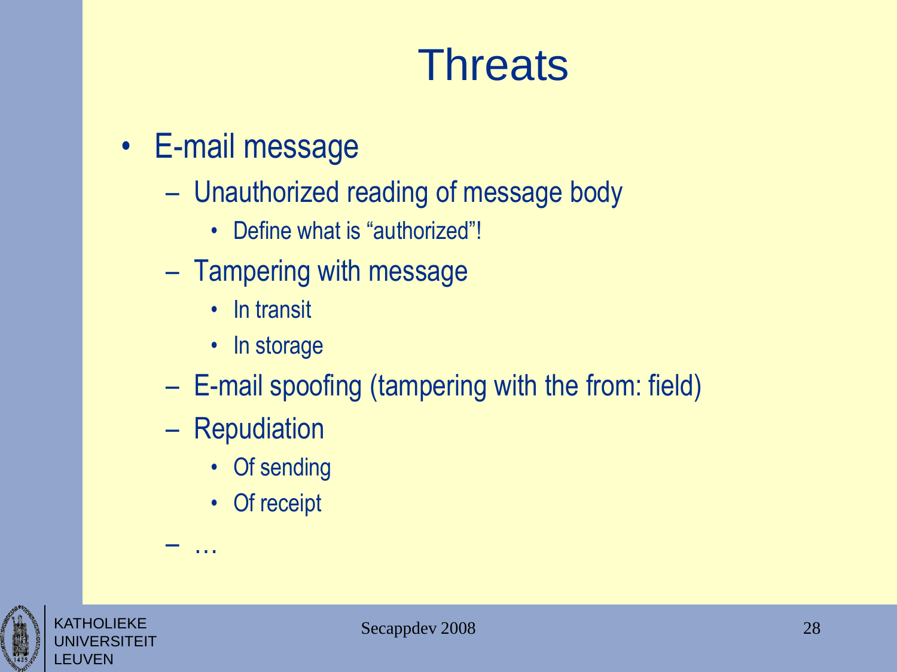# Threats

- E-mail message
  - Unauthorized reading of message body
    - Define what is "authorized"!
  - Tampering with message
    - In transit
    - In storage
  - E-mail spoofing (tampering with the from: field)
  - Repudiation
    - Of sending
    - Of receipt
  - …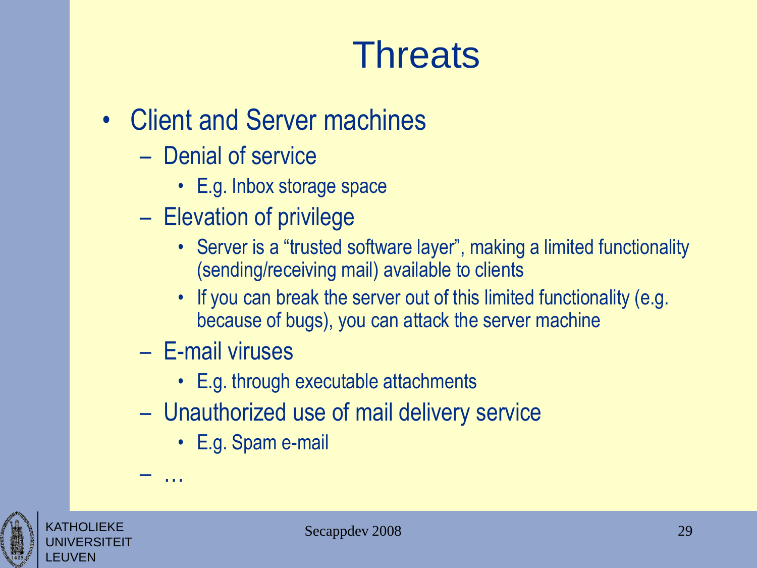# Threats

- Client and Server machines
  - Denial of service
    - E.g. Inbox storage space
  - Elevation of privilege
    - Server is a "trusted software layer", making a limited functionality (sending/receiving mail) available to clients
    - If you can break the server out of this limited functionality (e.g. because of bugs), you can attack the server machine
  - E-mail viruses
    - E.g. through executable attachments
  - Unauthorized use of mail delivery service
    - E.g. Spam e-mail
  - …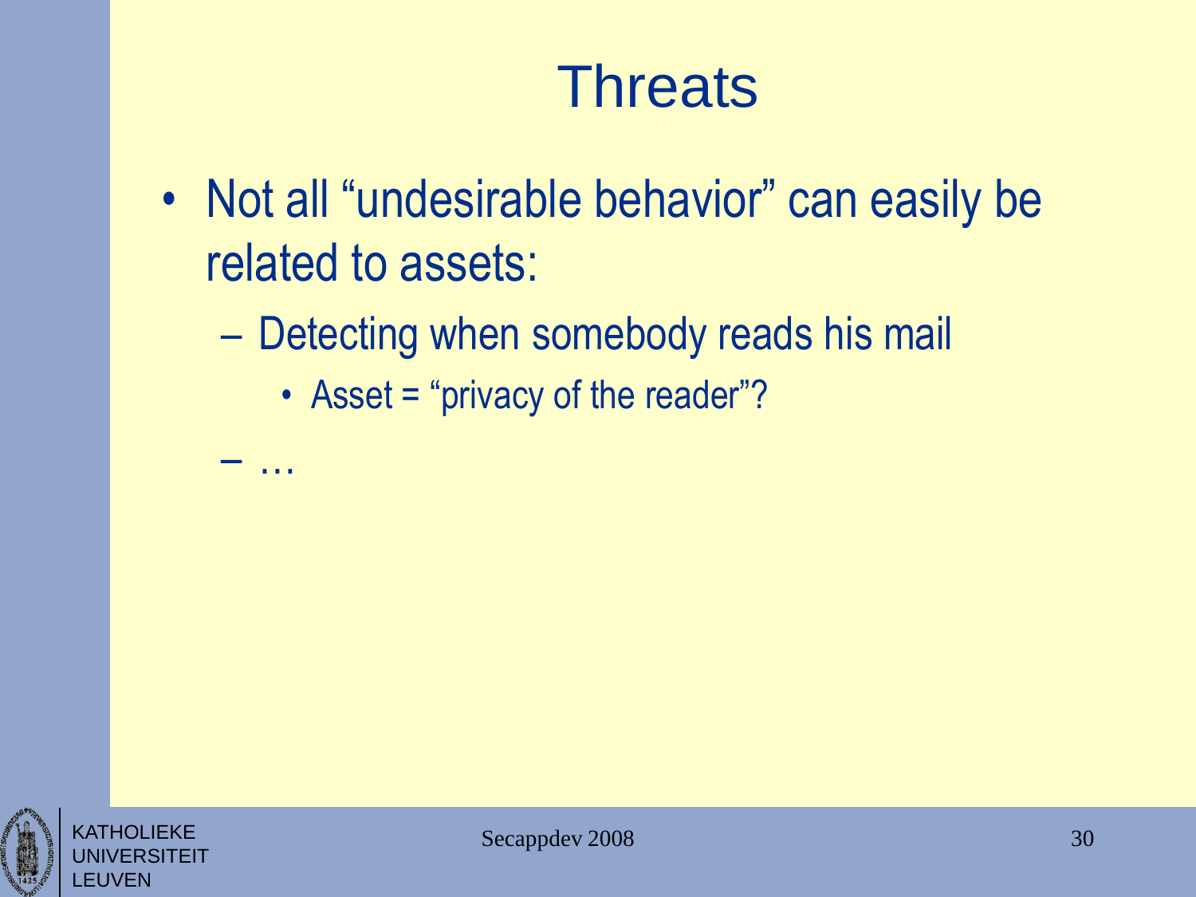# Threats

- Not all “undesirable behavior” can easily be related to assets:
  - Detecting when somebody reads his mail
    - Asset = “privacy of the reader”?
  - …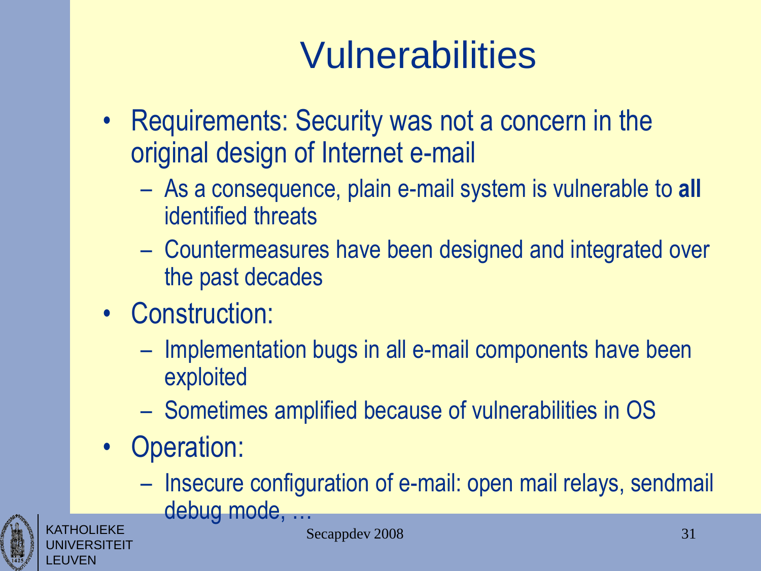# Vulnerabilities

- Requirements: Security was not a concern in the original design of Internet e-mail
  - As a consequence, plain e-mail system is vulnerable to **all** identified threats
  - Countermeasures have been designed and integrated over the past decades
- Construction:
  - Implementation bugs in all e-mail components have been exploited
  - Sometimes amplified because of vulnerabilities in OS
- Operation:
  - Insecure configuration of e-mail: open mail relays, sendmail debug mode, …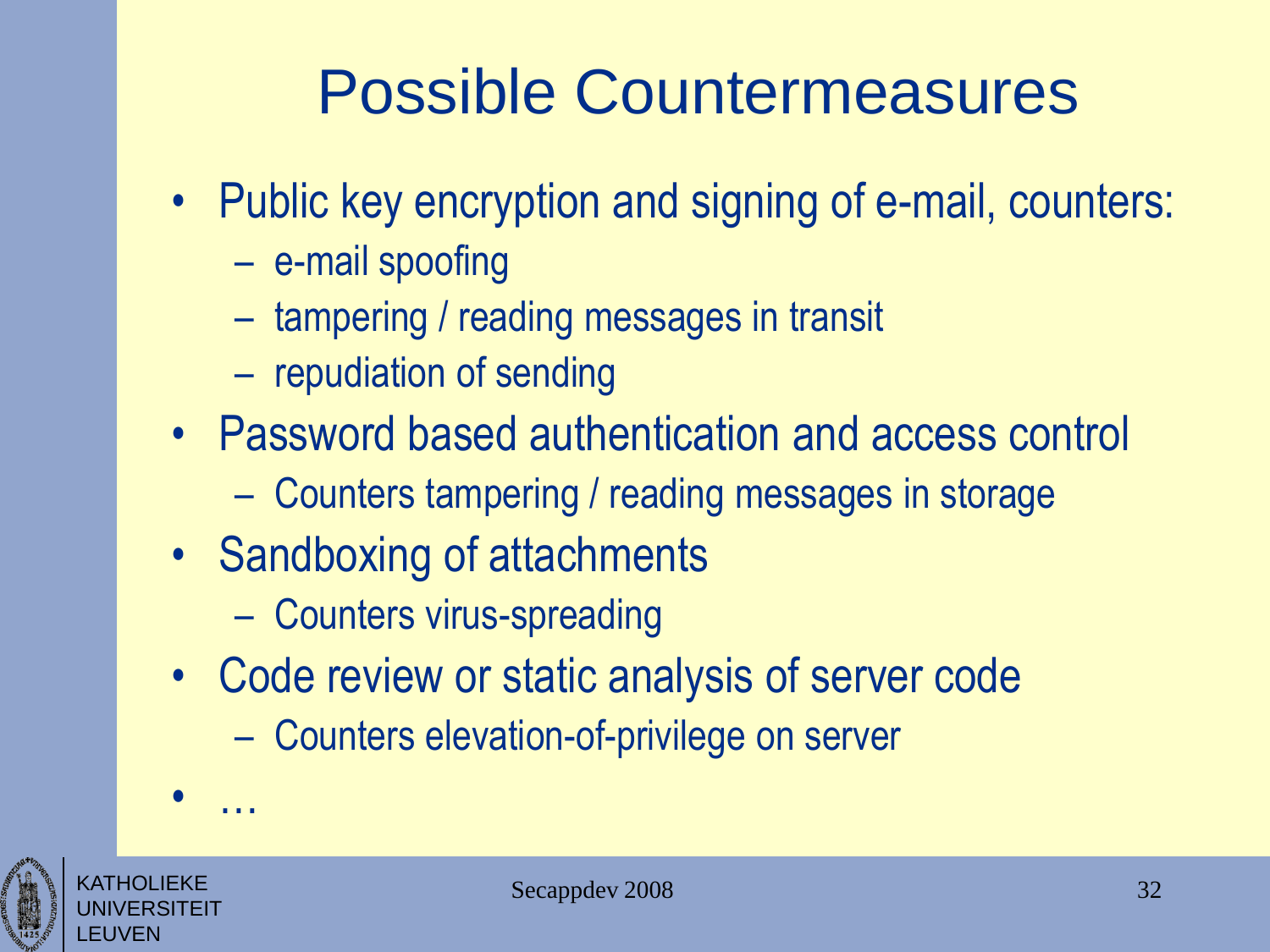# Possible Countermeasures

- Public key encryption and signing of e-mail, counters:
  - e-mail spoofing
  - tampering / reading messages in transit
  - repudiation of sending
- Password based authentication and access control
  - Counters tampering / reading messages in storage
- Sandboxing of attachments
  - Counters virus-spreading
- Code review or static analysis of server code
  - Counters elevation-of-privilege on server
- …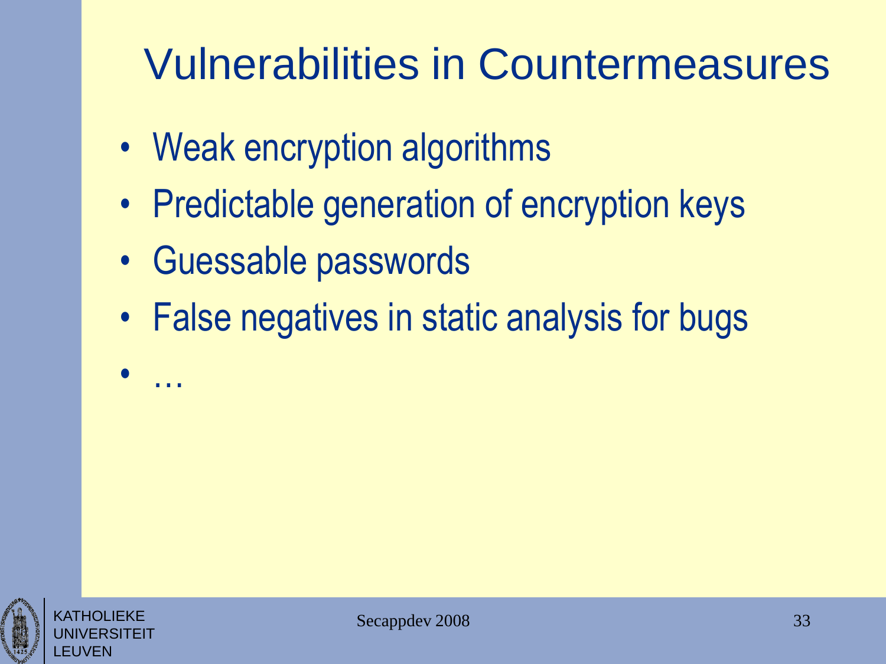# Vulnerabilities in Countermeasures

- Weak encryption algorithms
- Predictable generation of encryption keys
- Guessable passwords
- False negatives in static analysis for bugs
- …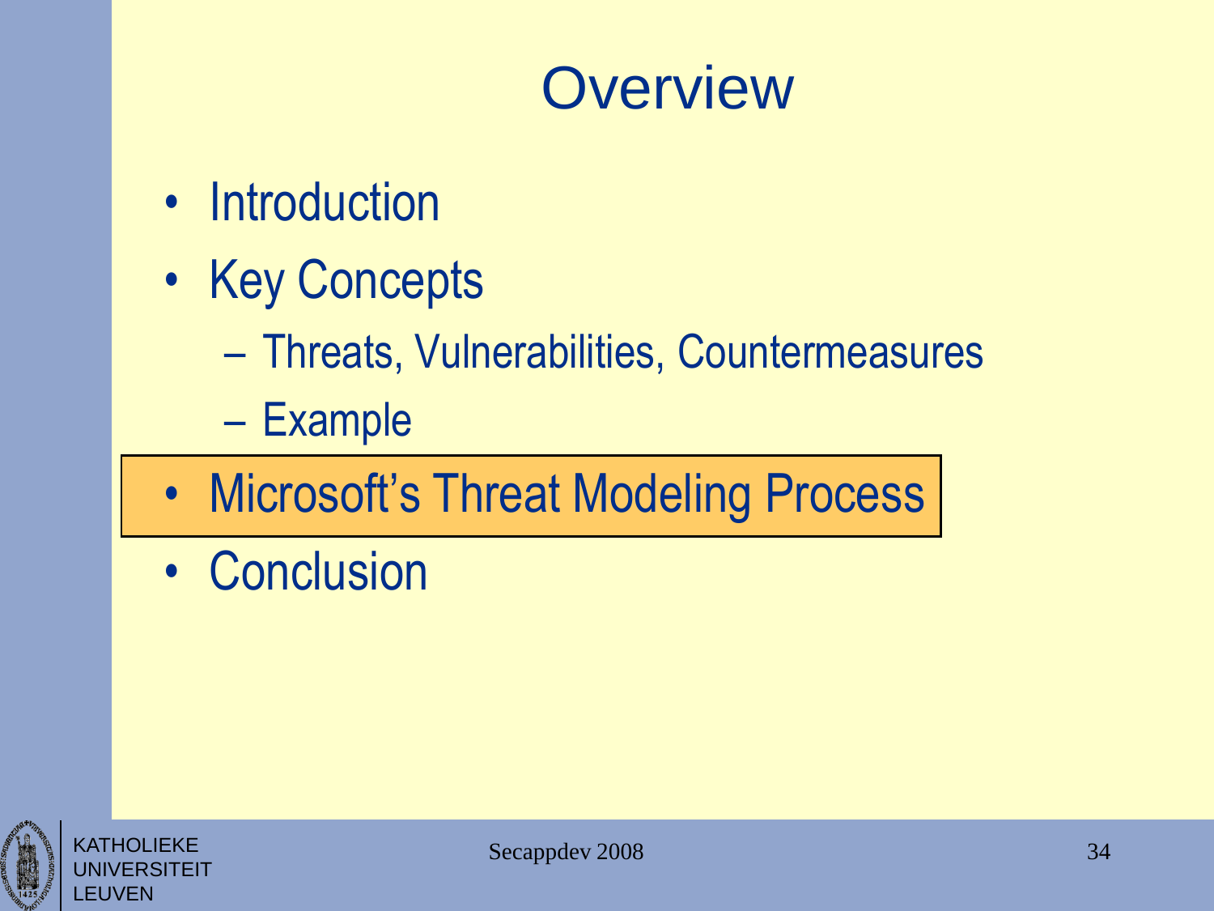# Overview

- Introduction
- Key Concepts
  - Threats, Vulnerabilities, Countermeasures
  - Example
- **Microsoft's Threat Modeling Process**
- Conclusion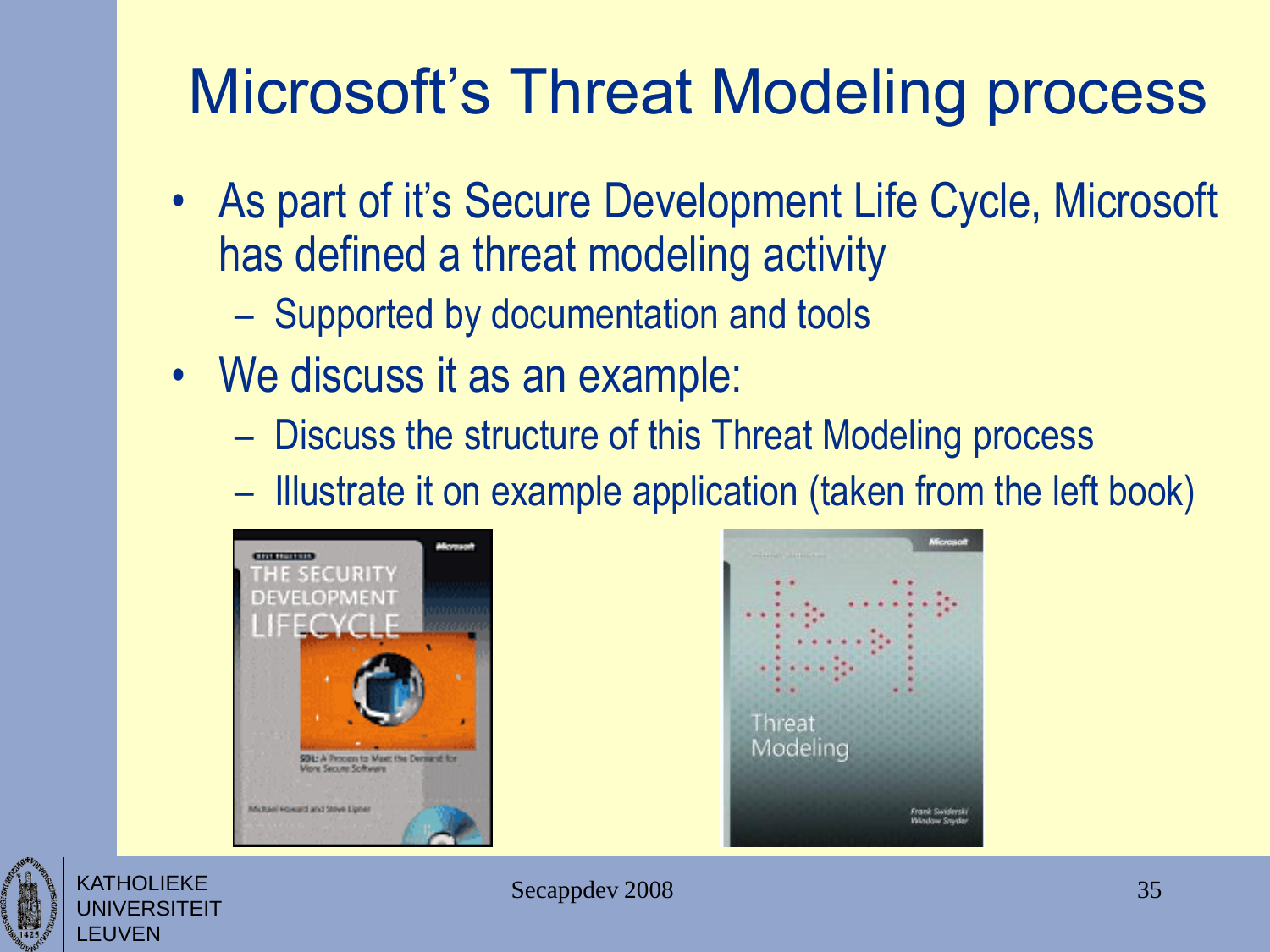# Microsoft's Threat Modeling process

- As part of it's Secure Development Life Cycle, Microsoft has defined a threat modeling activity
  - Supported by documentation and tools
- We discuss it as an example:
  - Discuss the structure of this Threat Modeling process
  - Illustrate it on example application (taken from the left book)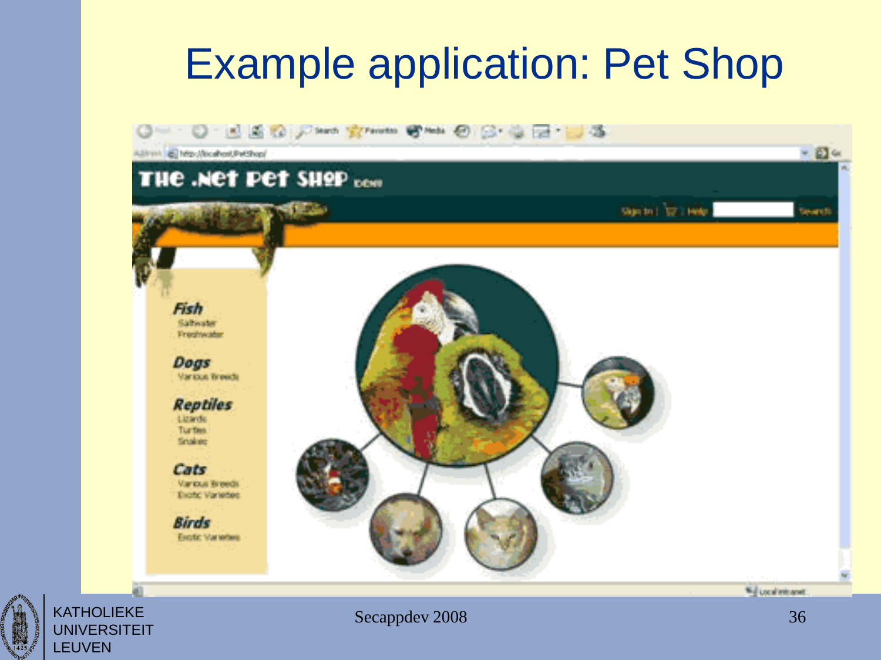# Example application: Pet Shop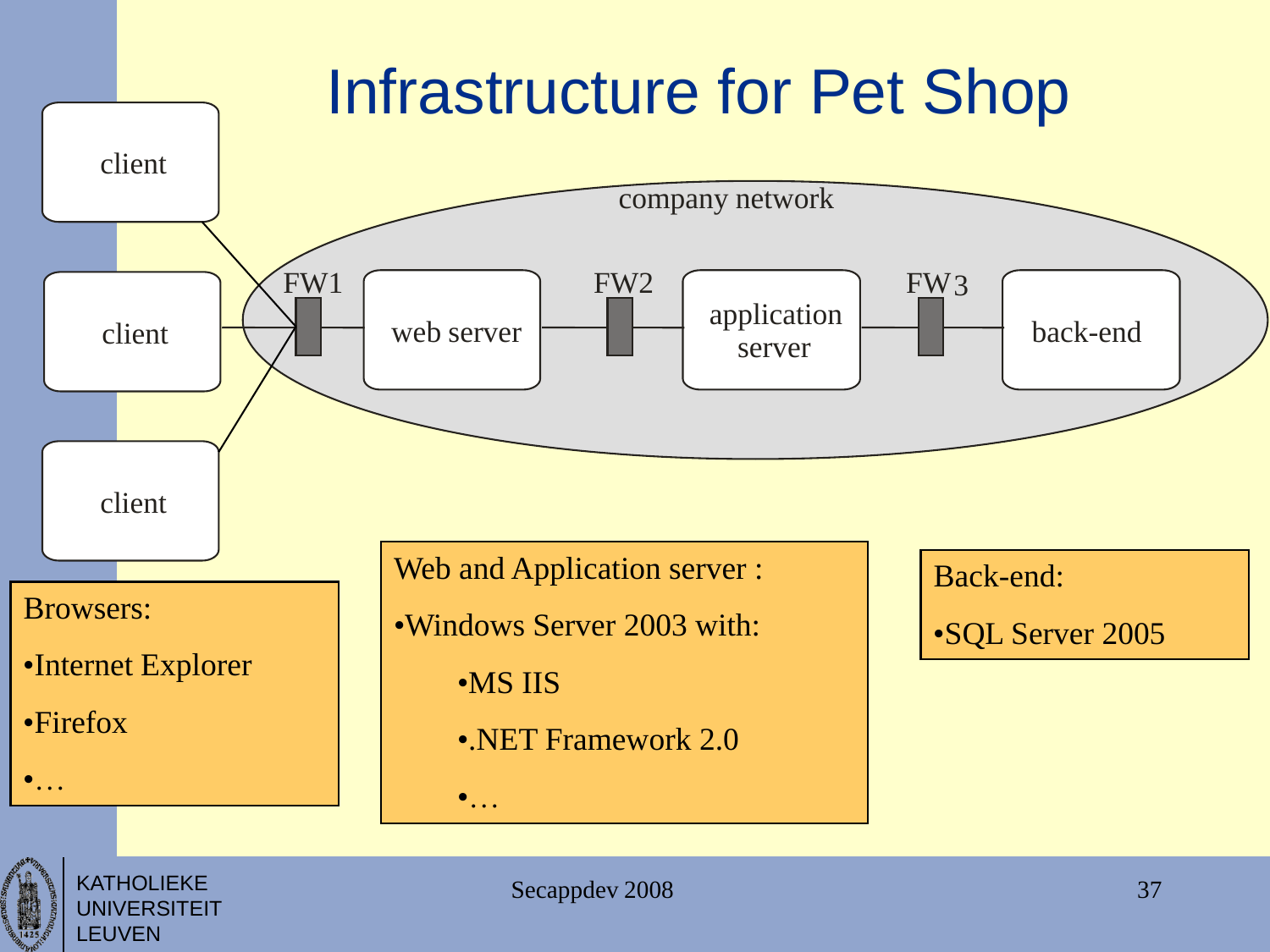# Infrastructure for Pet Shop

client

client

client

company network

FW1 — web server — FW2 — application server — FW3 — back-end

Browsers:

- Internet Explorer
- Firefox
- …

Web and Application server :

- Windows Server 2003 with:
  - MS IIS
  - .NET Framework 2.0
  - …

Back-end:

- SQL Server 2005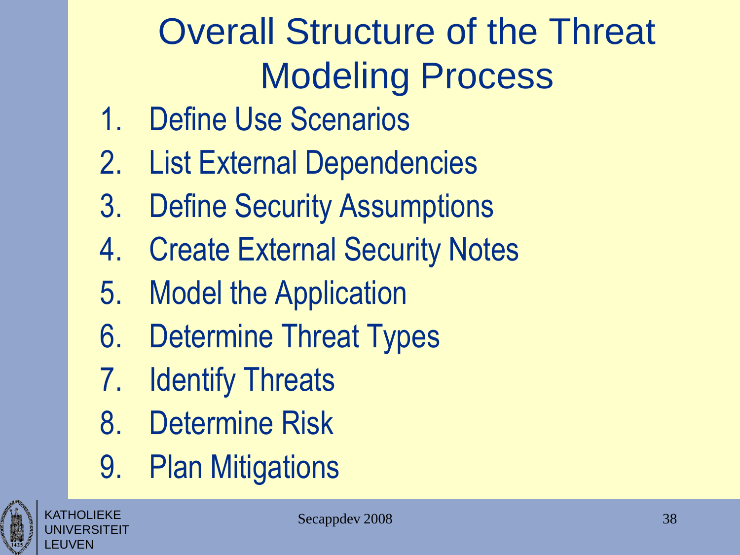# Overall Structure of the Threat Modeling Process

1. Define Use Scenarios
2. List External Dependencies
3. Define Security Assumptions
4. Create External Security Notes
5. Model the Application
6. Determine Threat Types
7. Identify Threats
8. Determine Risk
9. Plan Mitigations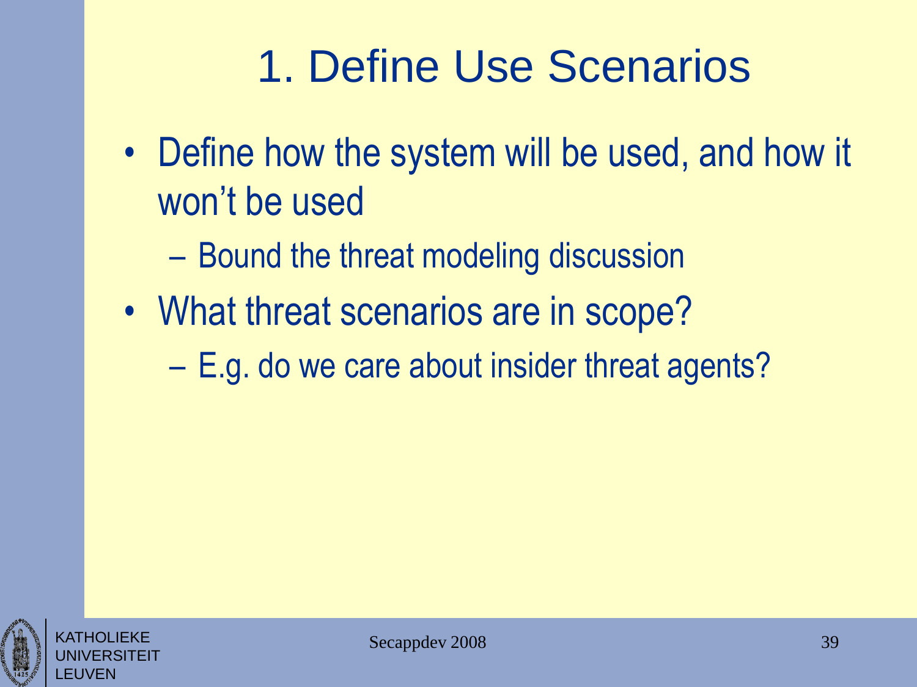# 1. Define Use Scenarios

- Define how the system will be used, and how it won't be used
  - Bound the threat modeling discussion
- What threat scenarios are in scope?
  - E.g. do we care about insider threat agents?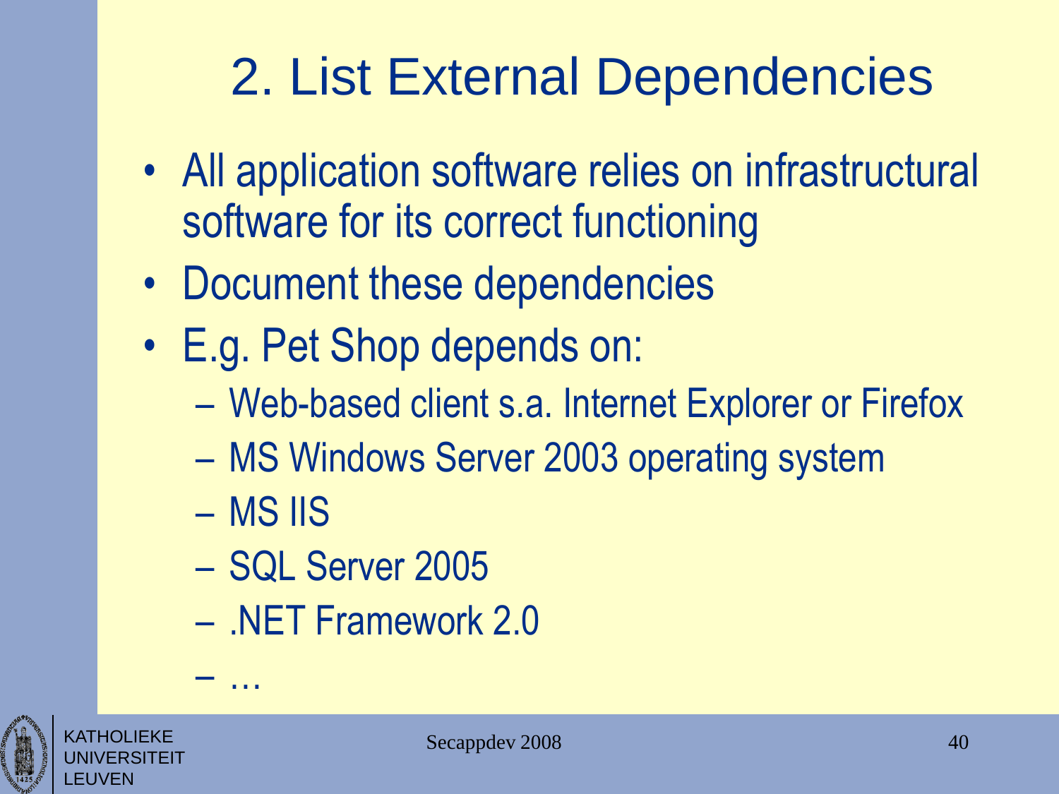# 2. List External Dependencies

- All application software relies on infrastructural software for its correct functioning
- Document these dependencies
- E.g. Pet Shop depends on:
  - Web-based client s.a. Internet Explorer or Firefox
  - MS Windows Server 2003 operating system
  - MS IIS
  - SQL Server 2005
  - .NET Framework 2.0
  - …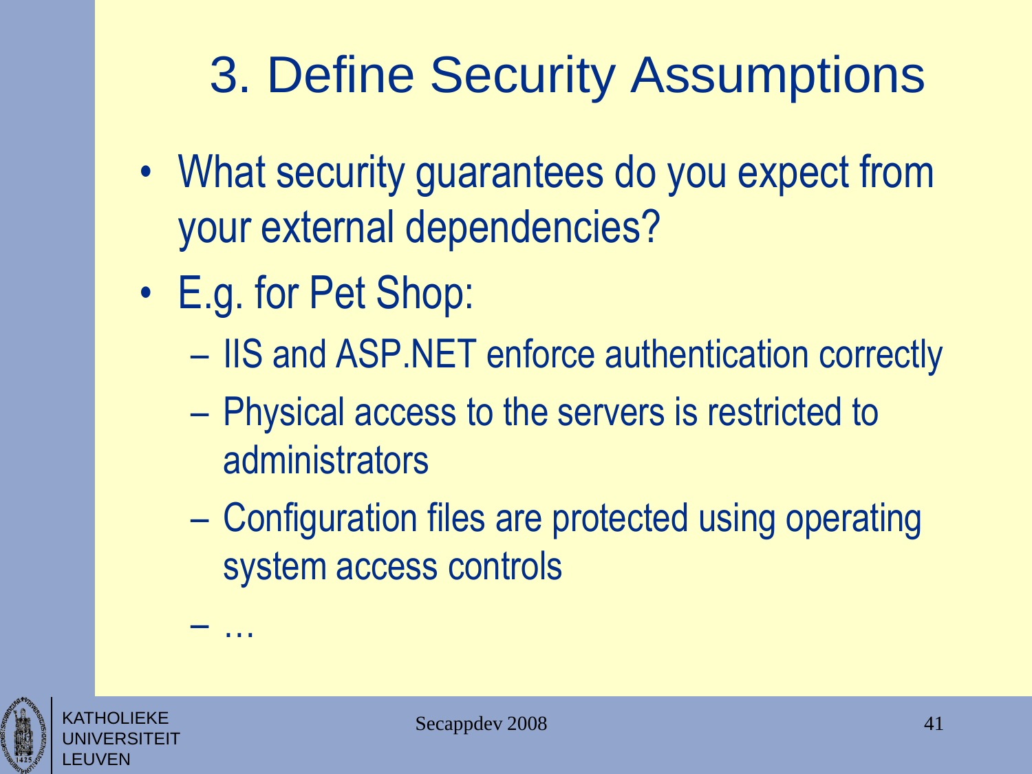# 3. Define Security Assumptions

- What security guarantees do you expect from your external dependencies?
- E.g. for Pet Shop:
  - IIS and ASP.NET enforce authentication correctly
  - Physical access to the servers is restricted to administrators
  - Configuration files are protected using operating system access controls
  - …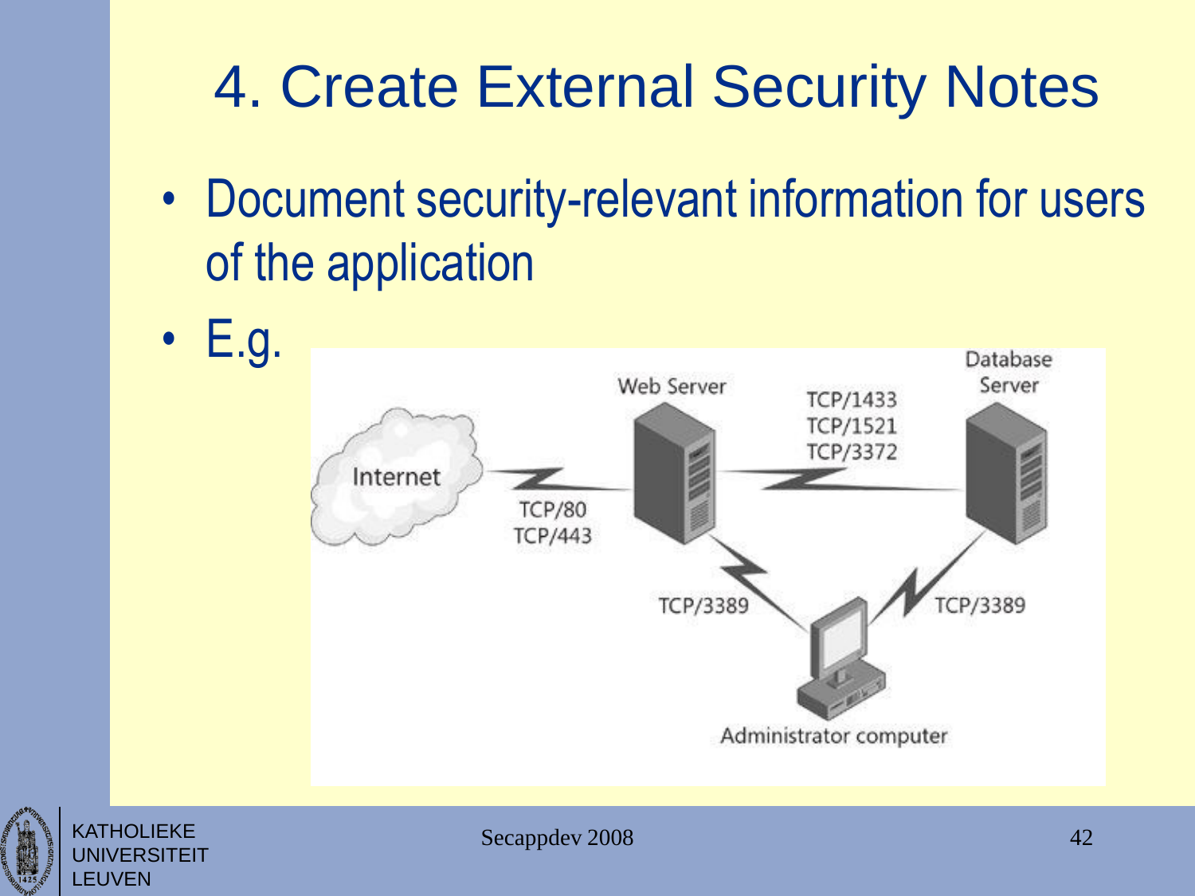# 4. Create External Security Notes

- Document security-relevant information for users of the application
- E.g.

Internet — TCP/80, TCP/443 — Web Server — TCP/1433, TCP/1521, TCP/3372 — Database Server

Web Server — TCP/3389 — Administrator computer — TCP/3389 — Database Server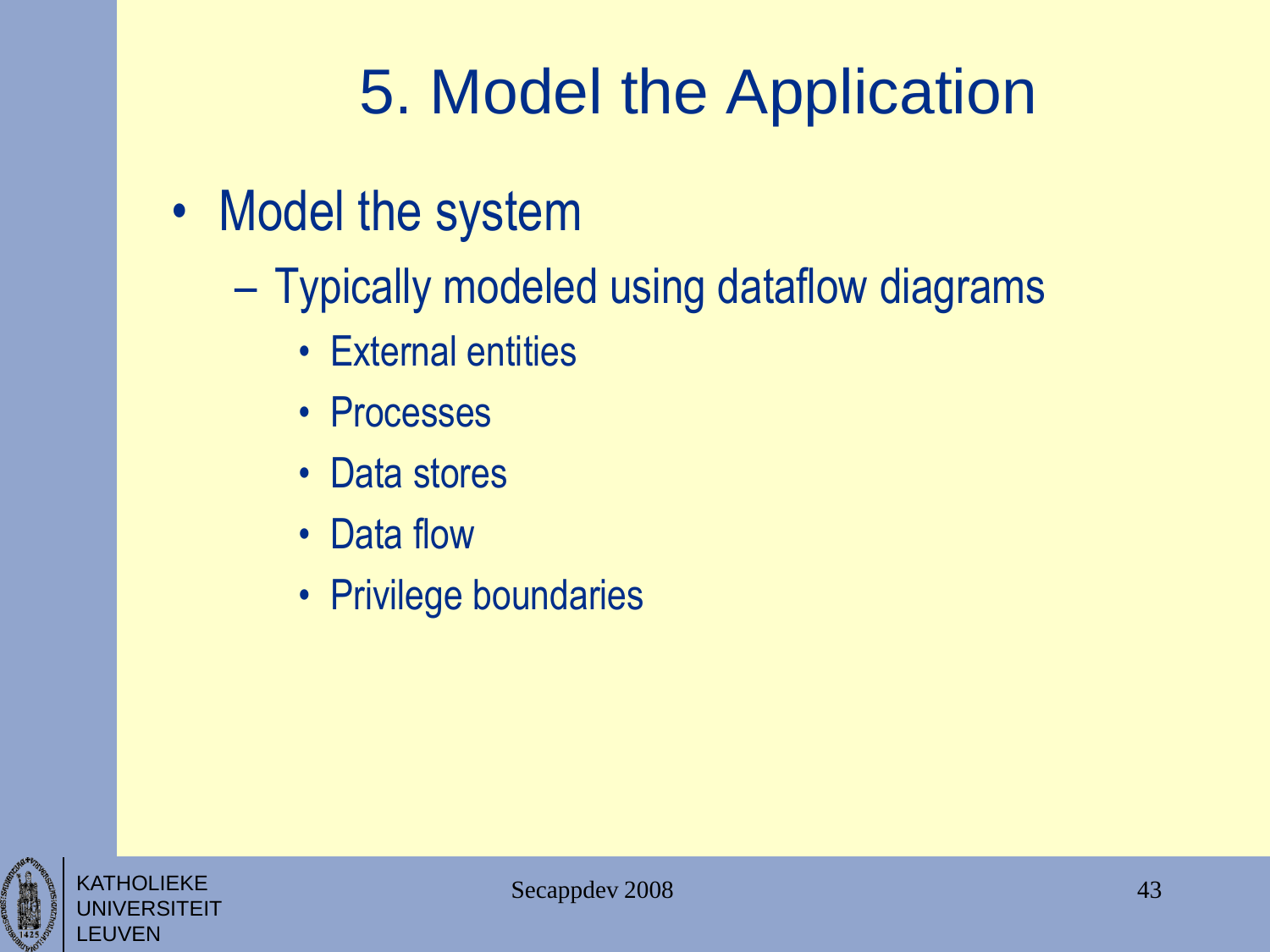# 5. Model the Application

- Model the system
  - Typically modeled using dataflow diagrams
    - External entities
    - Processes
    - Data stores
    - Data flow
    - Privilege boundaries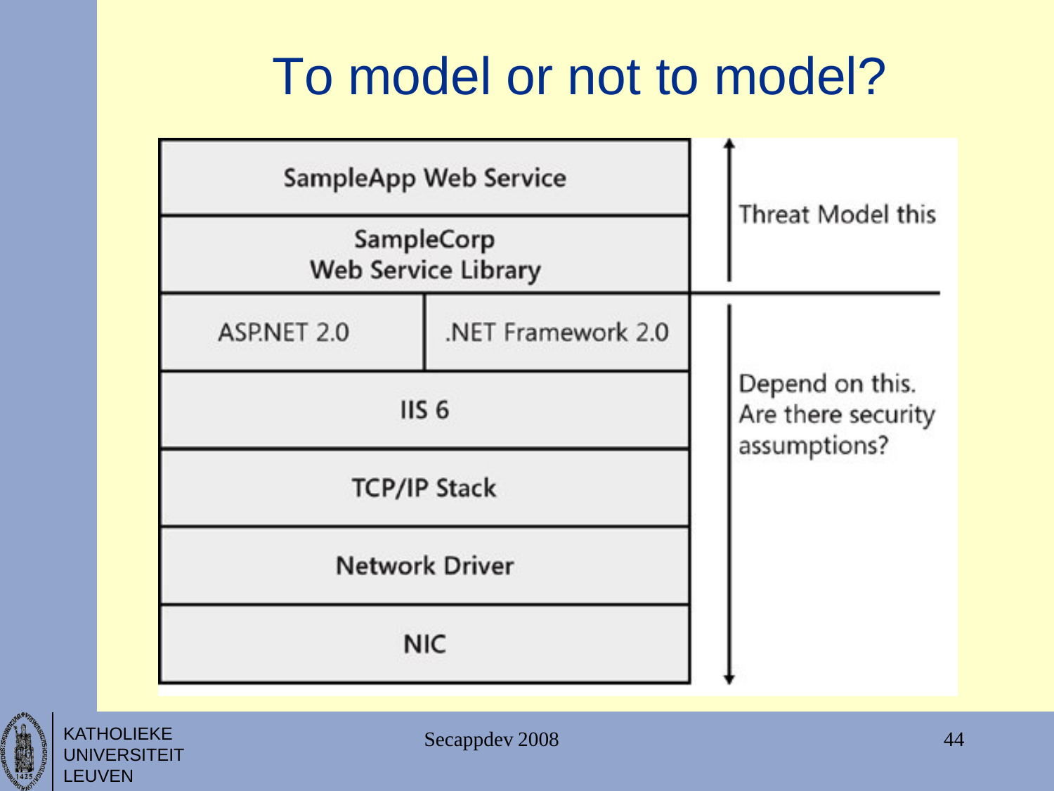# To model or not to model?

| SampleApp Web Service | | Threat Model this |
|---|---|---|
| SampleCorp Web Service Library | | |
| ASP.NET 2.0 | .NET Framework 2.0 | Depend on this. Are there security assumptions? |
| IIS 6 | | |
| TCP/IP Stack | | |
| Network Driver | | |
| NIC | | |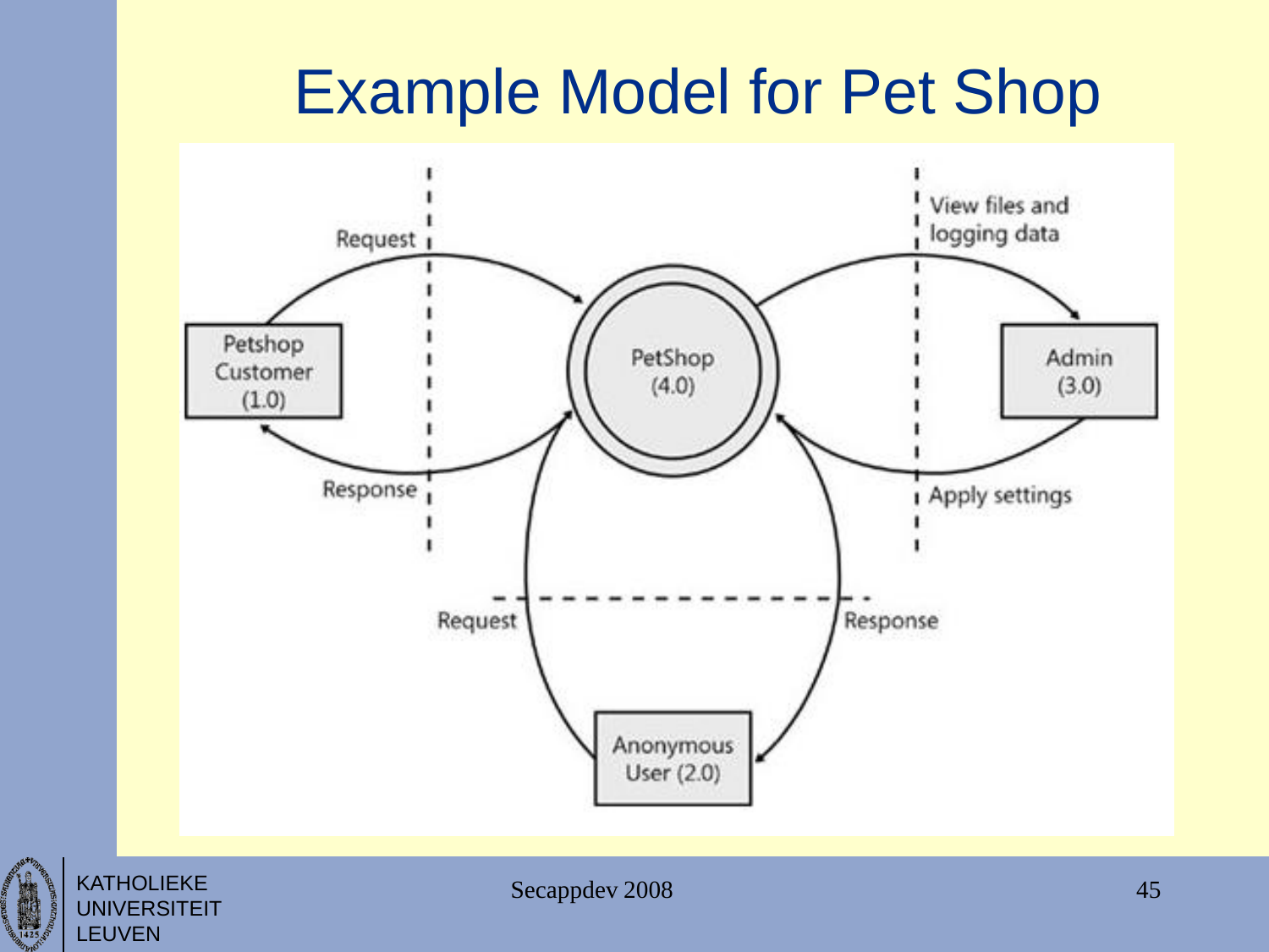# Example Model for Pet Shop

Request

Response

Petshop Customer (1.0)

PetShop (4.0)

View files and logging data

Apply settings

Admin (3.0)

Request

Response

Anonymous User (2.0)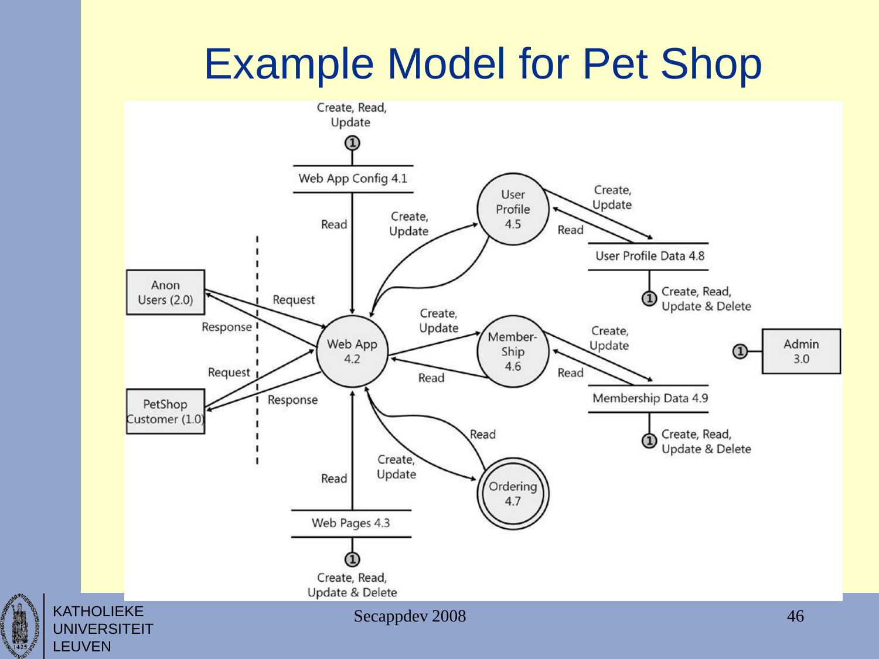# Example Model for Pet Shop

Create, Read, Update

1

Web App Config 4.1

Read

Create, Update

User Profile 4.5

Create, Update

Read

User Profile Data 4.8

1 Create, Read, Update & Delete

Anon Users (2.0)

Request

Response

Request

PetShop Customer (1.0)

Response

Web App 4.2

Create, Update

Member-Ship 4.6

Read

Create, Update

Read

Membership Data 4.9

1 Create, Read, Update & Delete

1 Admin 3.0

Read

Create, Update

Ordering 4.7

Read

Web Pages 4.3

1

Create, Read, Update & Delete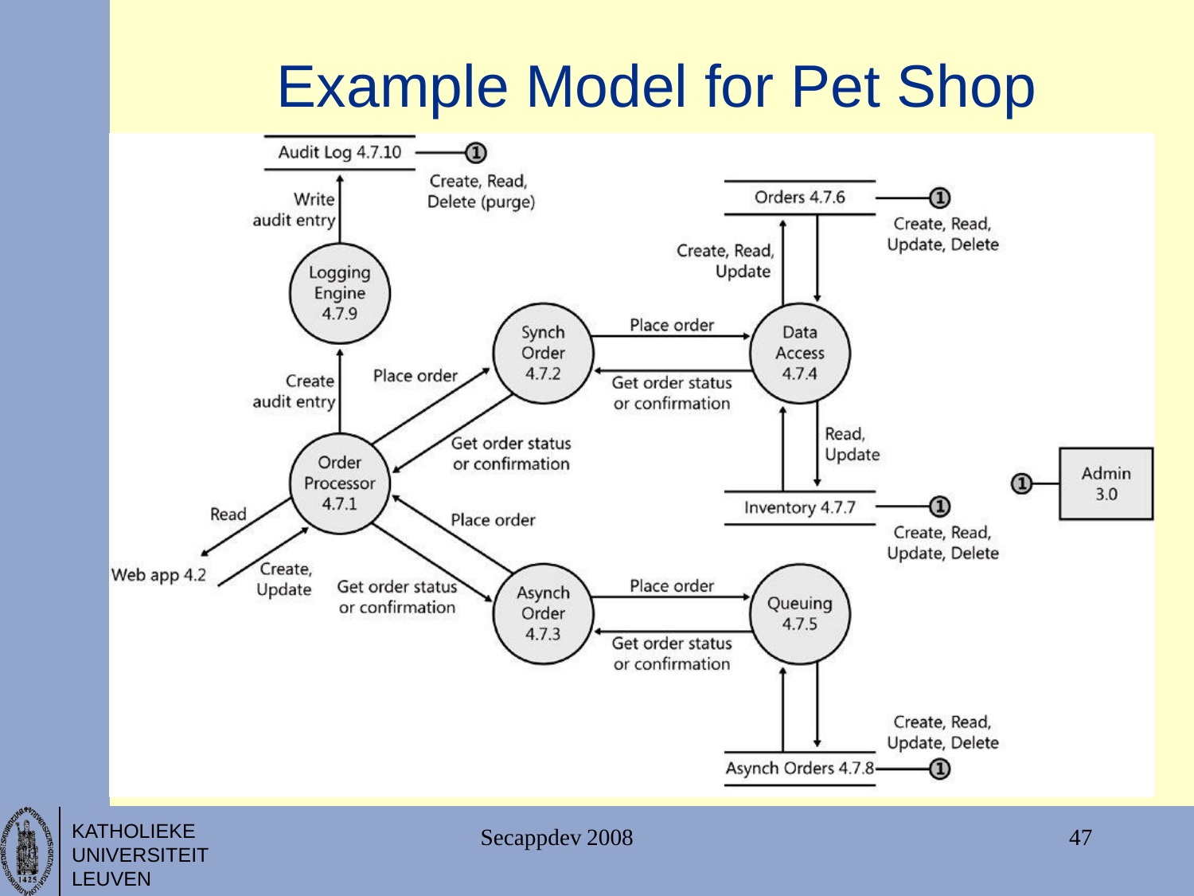# Example Model for Pet Shop

Audit Log 4.7.10 — ① Create, Read, Delete (purge)

Write audit entry

Logging Engine 4.7.9

Create audit entry

Orders 4.7.6 — ① Create, Read, Update, Delete

Create, Read, Update

Synch Order 4.7.2

Place order

Data Access 4.7.4

Get order status or confirmation

Place order

Get order status or confirmation

Read, Update

Order Processor 4.7.1

Admin 3.0 ①

Inventory 4.7.7 — ① Create, Read, Update, Delete

Read

Place order

Web app 4.2

Create, Update

Get order status or confirmation

Asynch Order 4.7.3

Place order

Queuing 4.7.5

Get order status or confirmation

Create, Read, Update, Delete

Asynch Orders 4.7.8 — ①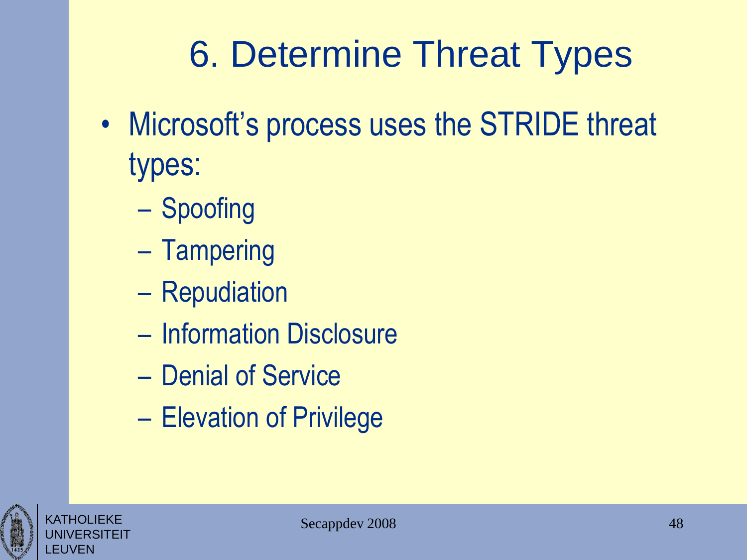# 6. Determine Threat Types

- Microsoft's process uses the STRIDE threat types:
  - Spoofing
  - Tampering
  - Repudiation
  - Information Disclosure
  - Denial of Service
  - Elevation of Privilege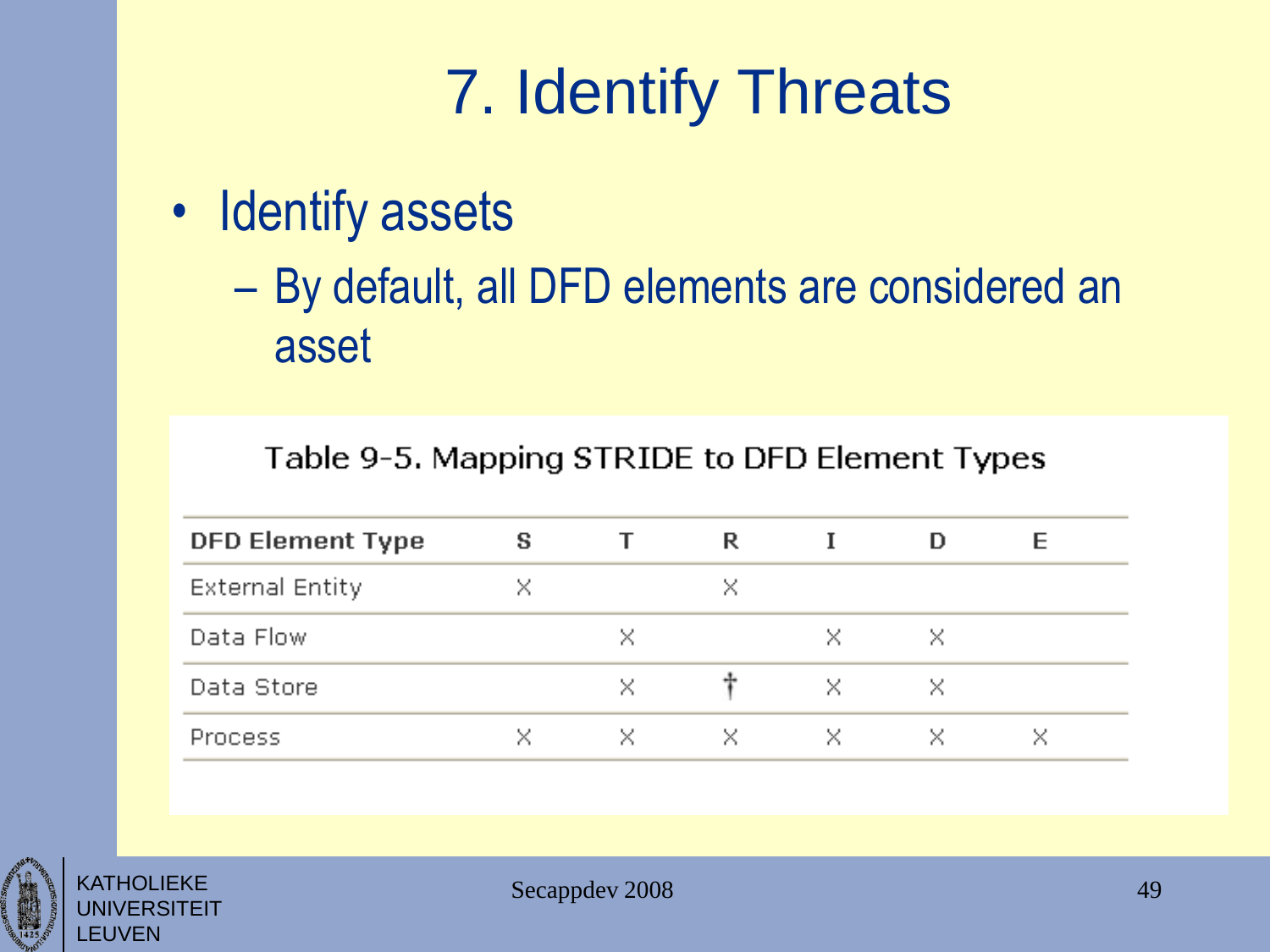# 7. Identify Threats

- Identify assets
  - By default, all DFD elements are considered an asset

Table 9-5. Mapping STRIDE to DFD Element Types

| DFD Element Type | S | T | R | I | D | E |
|---|---|---|---|---|---|---|
| External Entity | × | | × | | | |
| Data Flow | | × | | × | × | |
| Data Store | | × | † | × | × | |
| Process | × | × | × | × | × | × |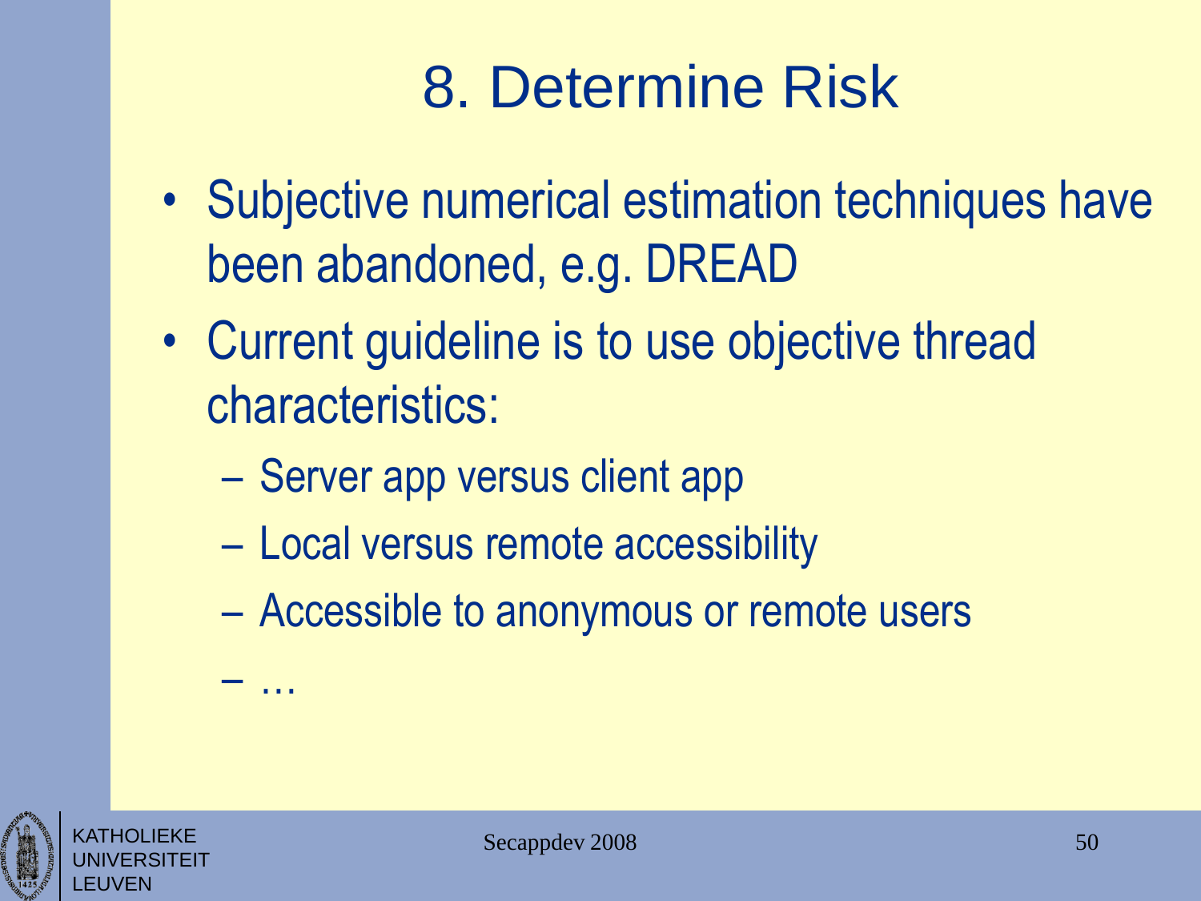# 8. Determine Risk

- Subjective numerical estimation techniques have been abandoned, e.g. DREAD
- Current guideline is to use objective thread characteristics:
  - Server app versus client app
  - Local versus remote accessibility
  - Accessible to anonymous or remote users
  - …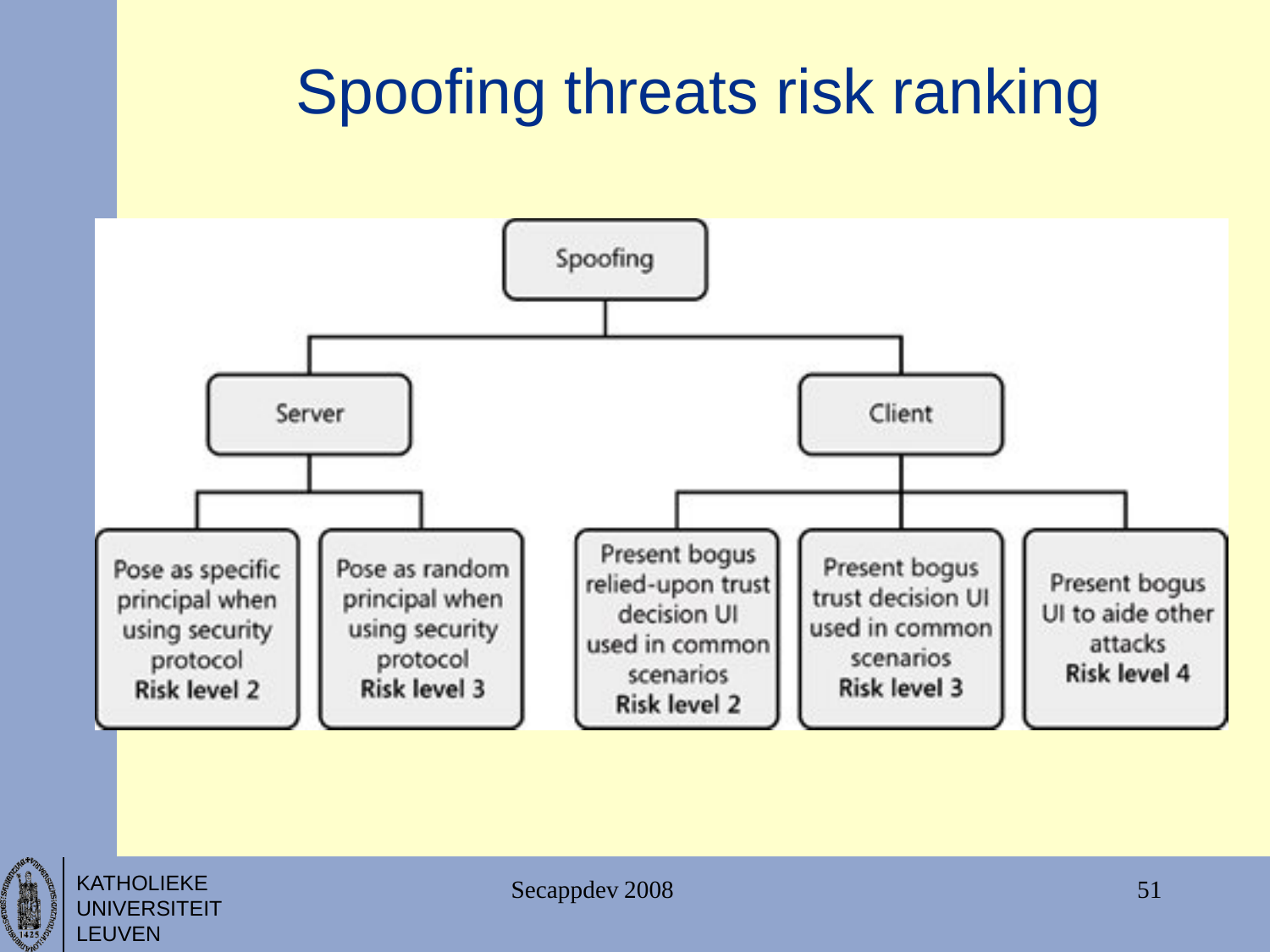# Spoofing threats risk ranking

- Spoofing
  - Server
    - Pose as specific principal when using security protocol **Risk level 2**
    - Pose as random principal when using security protocol **Risk level 3**
  - Client
    - Present bogus relied-upon trust decision UI used in common scenarios **Risk level 2**
    - Present bogus trust decision UI used in common scenarios **Risk level 3**
    - Present bogus UI to aide other attacks **Risk level 4**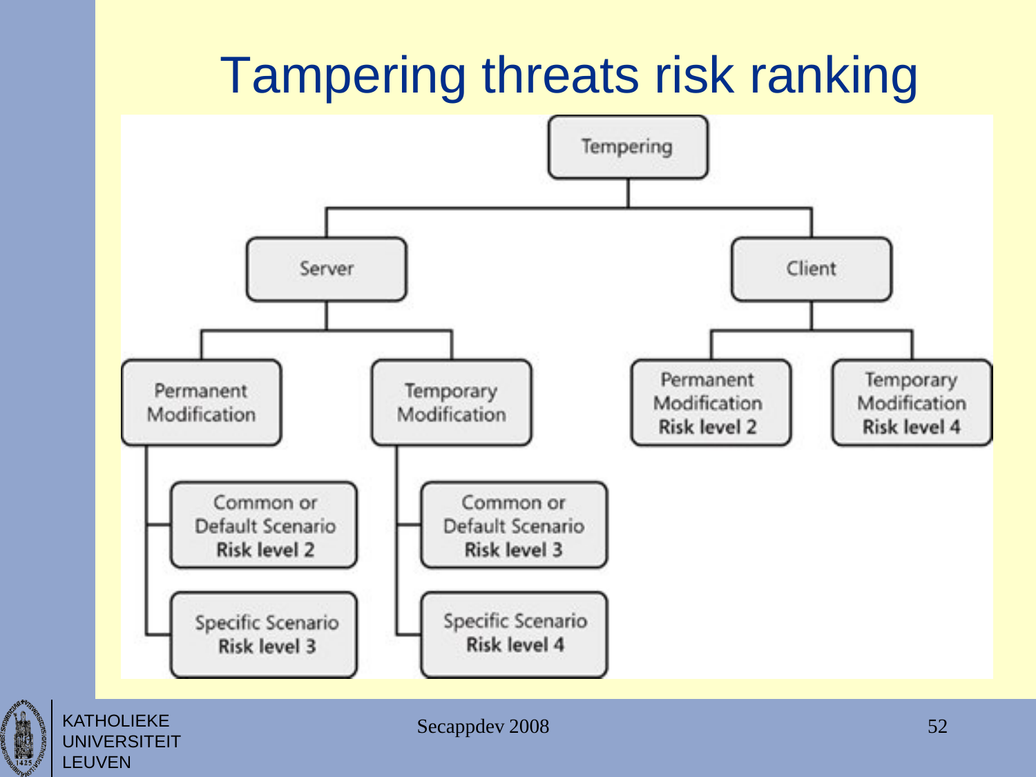# Tampering threats risk ranking

- Tempering
  - Server
    - Permanent Modification
      - Common or Default Scenario **Risk level 2**
      - Specific Scenario **Risk level 3**
    - Temporary Modification
      - Common or Default Scenario **Risk level 3**
      - Specific Scenario **Risk level 4**
  - Client
    - Permanent Modification **Risk level 2**
    - Temporary Modification **Risk level 4**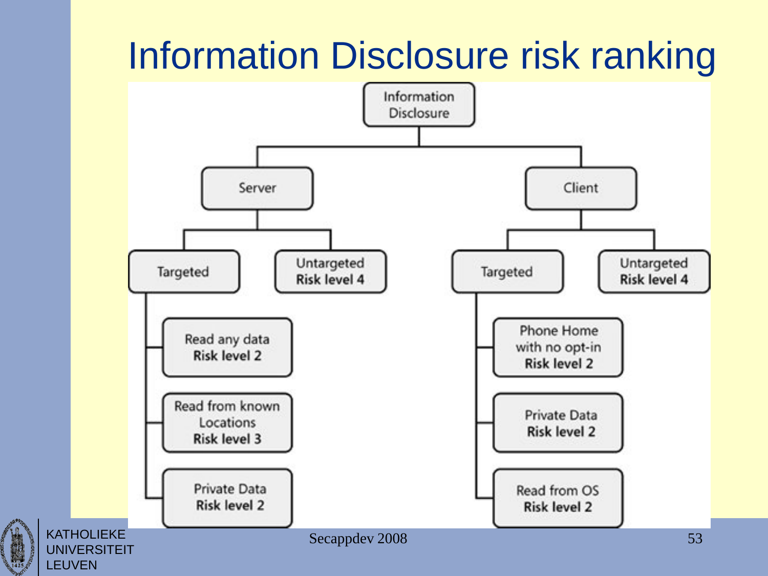# Information Disclosure risk ranking

- Information Disclosure
  - Server
    - Targeted
      - Read any data — **Risk level 2**
      - Read from known Locations — **Risk level 3**
      - Private Data — **Risk level 2**
    - Untargeted — **Risk level 4**
  - Client
    - Targeted
      - Phone Home with no opt-in — **Risk level 2**
      - Private Data — **Risk level 2**
      - Read from OS — **Risk level 2**
    - Untargeted — **Risk level 4**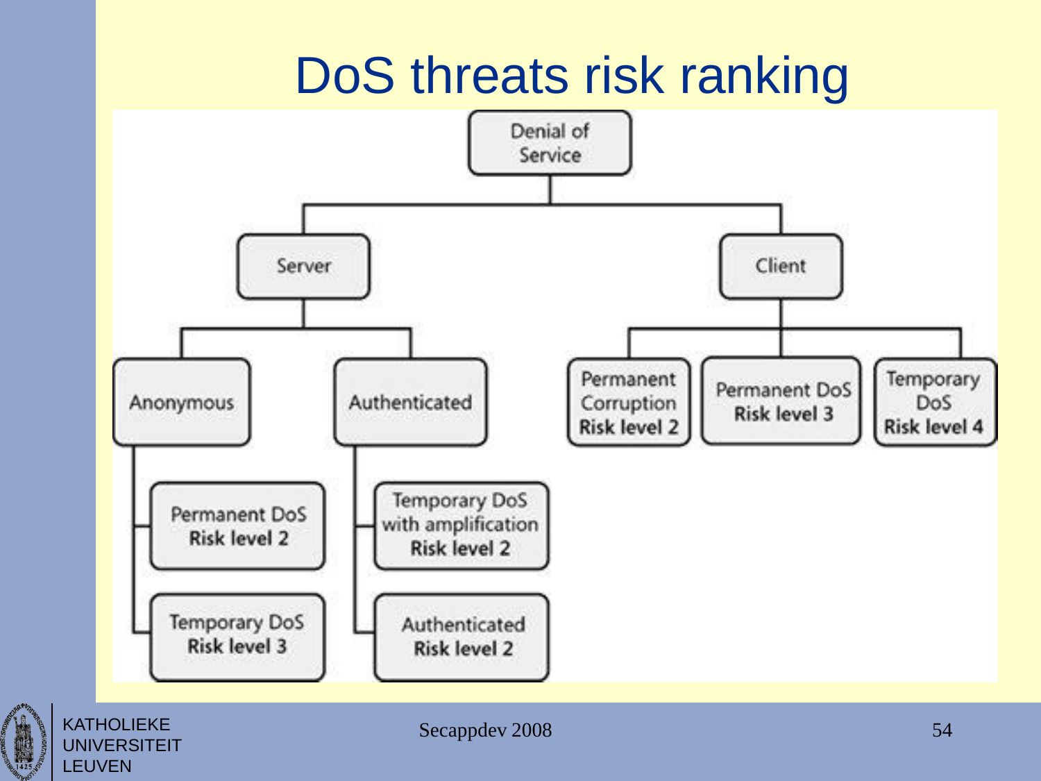# DoS threats risk ranking

- Denial of Service
  - Server
    - Anonymous
      - Permanent DoS Risk level 2
      - Temporary DoS Risk level 3
    - Authenticated
      - Temporary DoS with amplification Risk level 2
      - Authenticated Risk level 2
  - Client
    - Permanent Corruption Risk level 2
    - Permanent DoS Risk level 3
    - Temporary DoS Risk level 4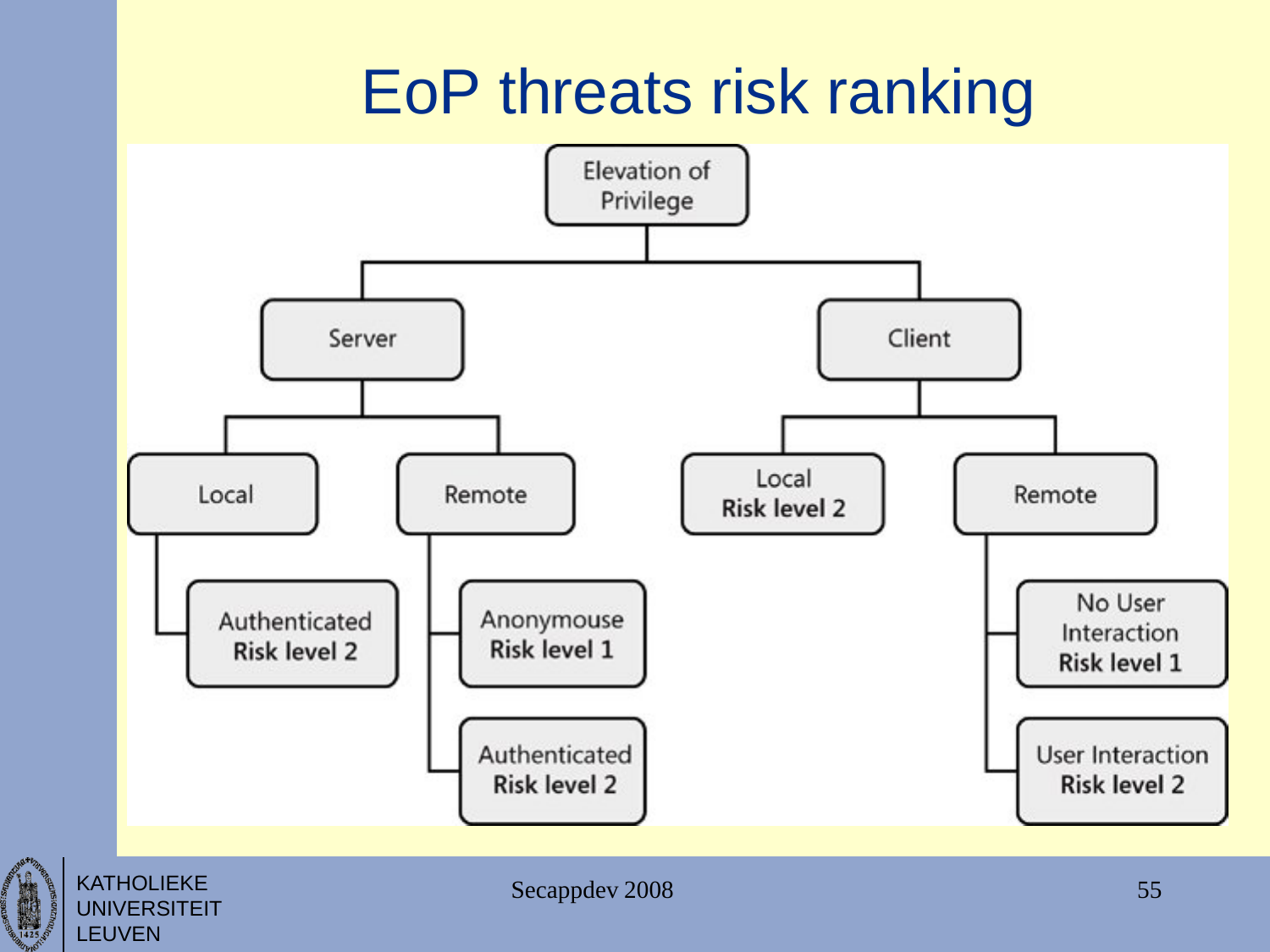# EoP threats risk ranking

- Elevation of Privilege
  - Server
    - Local
      - Authenticated Risk level 2
    - Remote
      - Anonymouse Risk level 1
      - Authenticated Risk level 2
  - Client
    - Local Risk level 2
    - Remote
      - No User Interaction Risk level 1
      - User Interaction Risk level 2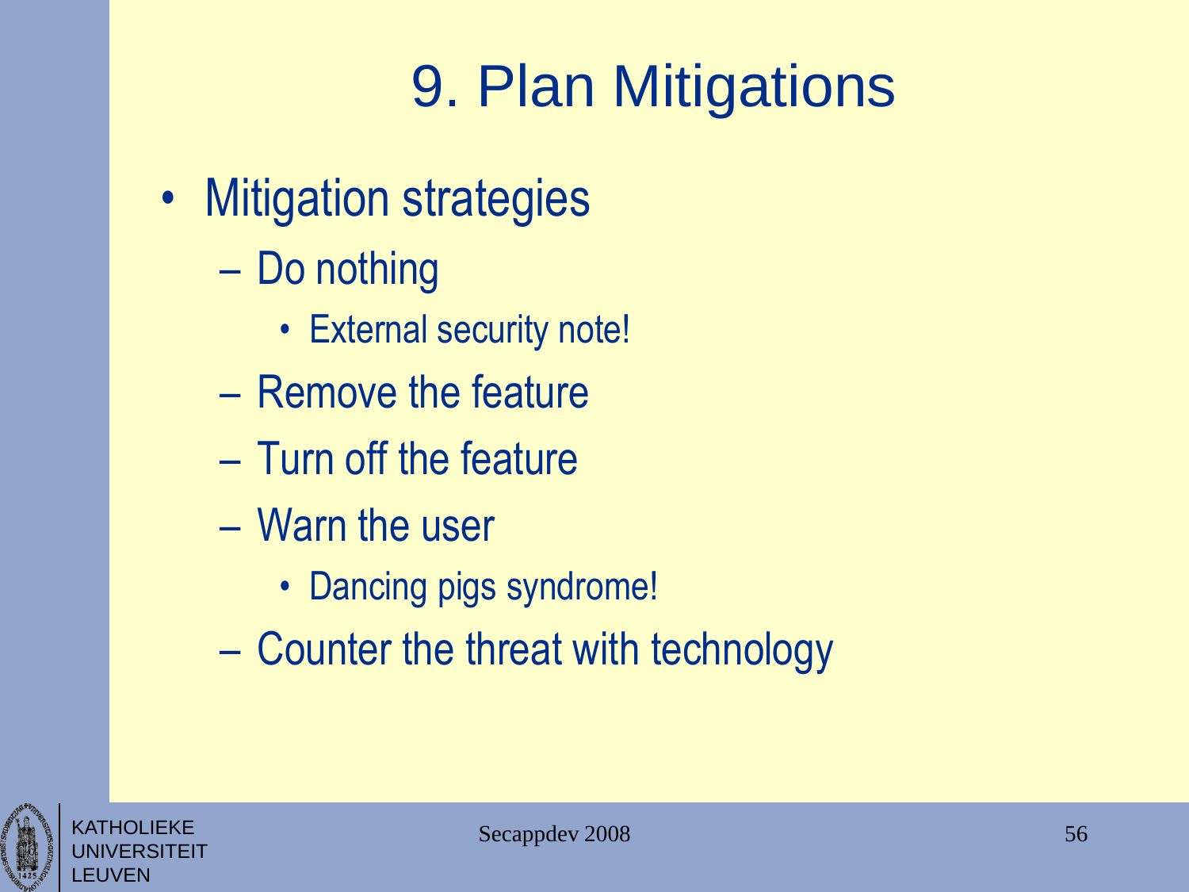# 9. Plan Mitigations

- Mitigation strategies
  - Do nothing
    - External security note!
  - Remove the feature
  - Turn off the feature
  - Warn the user
    - Dancing pigs syndrome!
  - Counter the threat with technology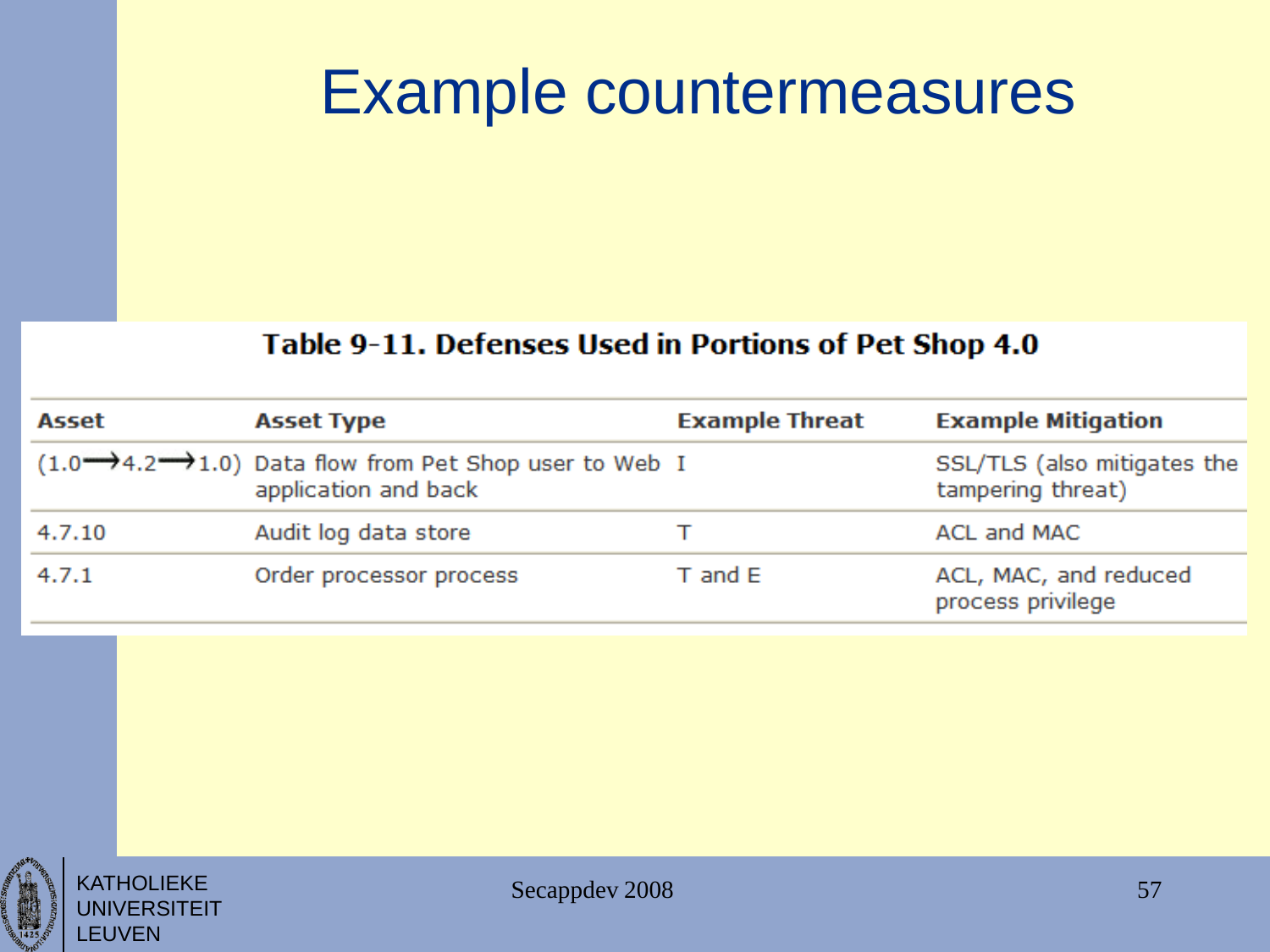# Example countermeasures

**Table 9-11. Defenses Used in Portions of Pet Shop 4.0**

| Asset | Asset Type | Example Threat | Example Mitigation |
|---|---|---|---|
| (1.0⟶4.2⟶1.0) | Data flow from Pet Shop user to Web application and back | I | SSL/TLS (also mitigates the tampering threat) |
| 4.7.10 | Audit log data store | T | ACL and MAC |
| 4.7.1 | Order processor process | T and E | ACL, MAC, and reduced process privilege |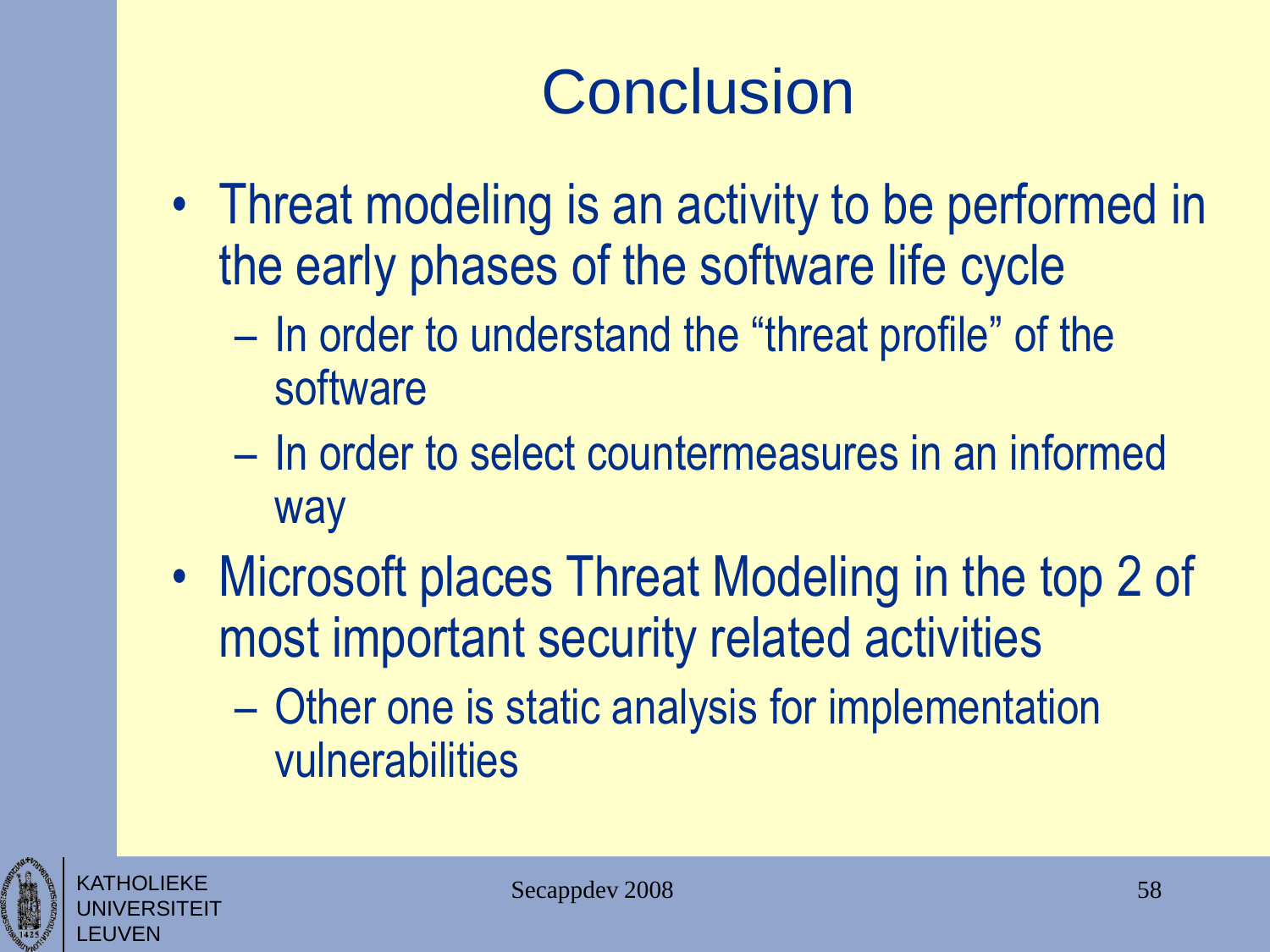# Conclusion

- Threat modeling is an activity to be performed in the early phases of the software life cycle
  - In order to understand the “threat profile” of the software
  - In order to select countermeasures in an informed way
- Microsoft places Threat Modeling in the top 2 of most important security related activities
  - Other one is static analysis for implementation vulnerabilities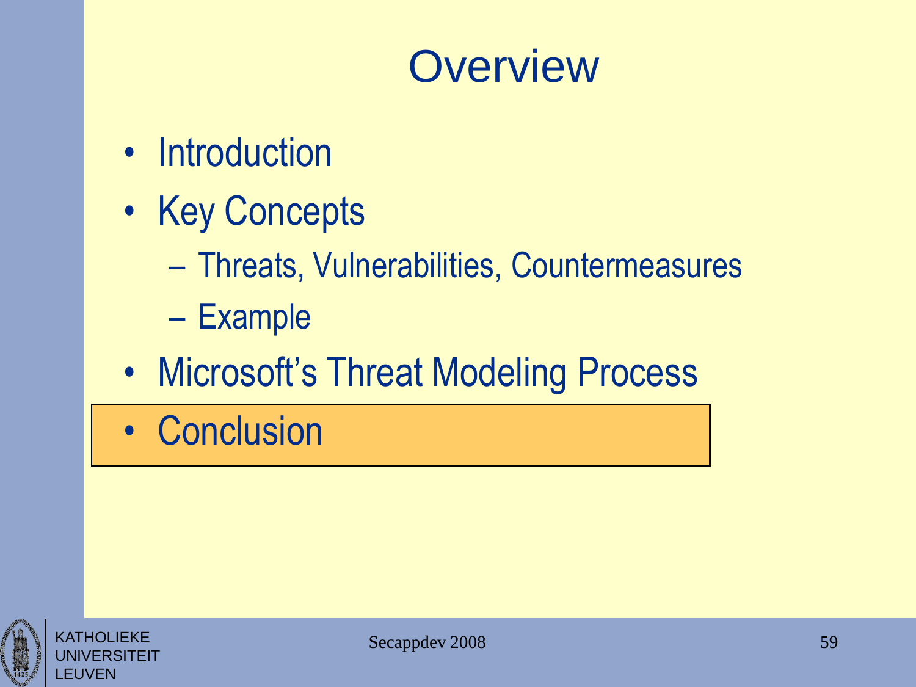# Overview

- Introduction
- Key Concepts
  - Threats, Vulnerabilities, Countermeasures
  - Example
- Microsoft's Threat Modeling Process
- **Conclusion**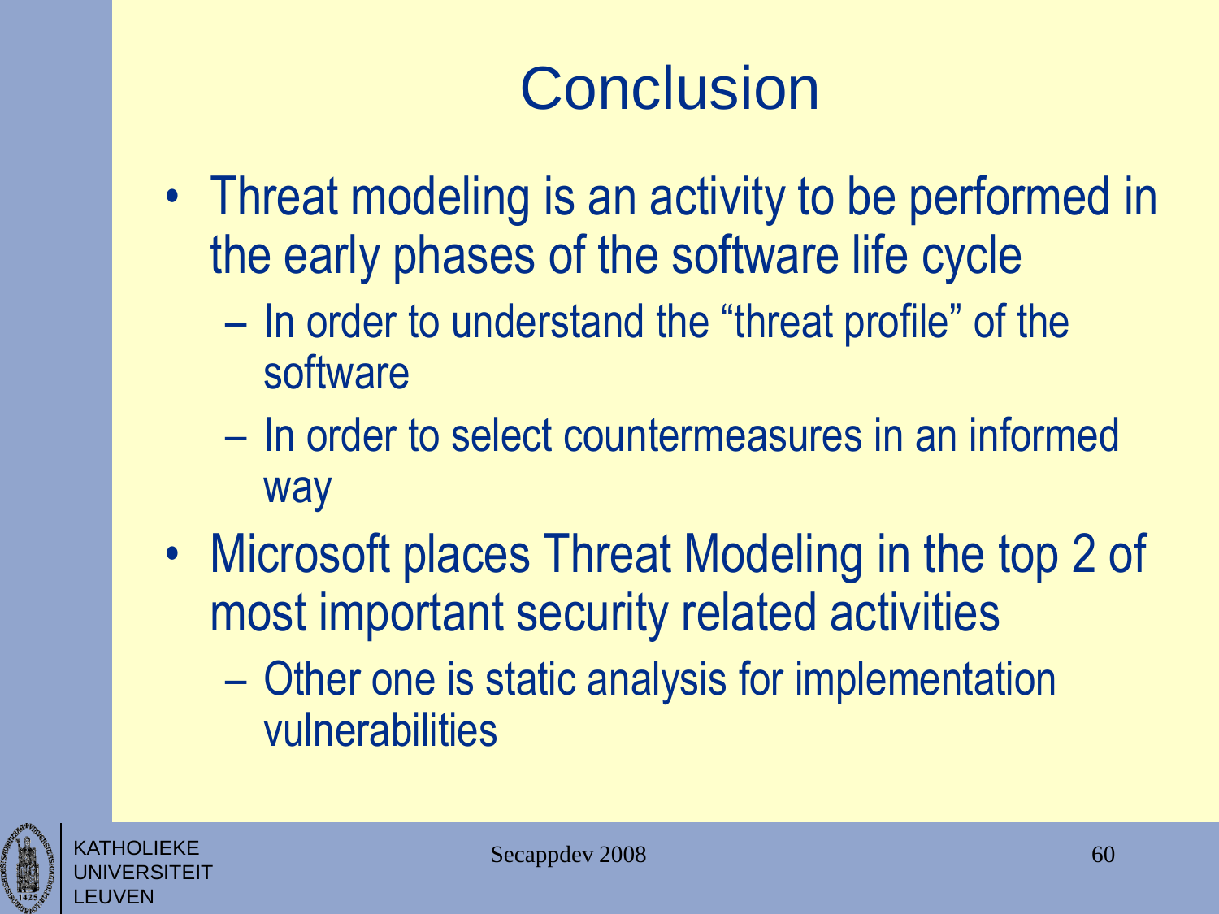# Conclusion

- Threat modeling is an activity to be performed in the early phases of the software life cycle
  - In order to understand the “threat profile” of the software
  - In order to select countermeasures in an informed way
- Microsoft places Threat Modeling in the top 2 of most important security related activities
  - Other one is static analysis for implementation vulnerabilities